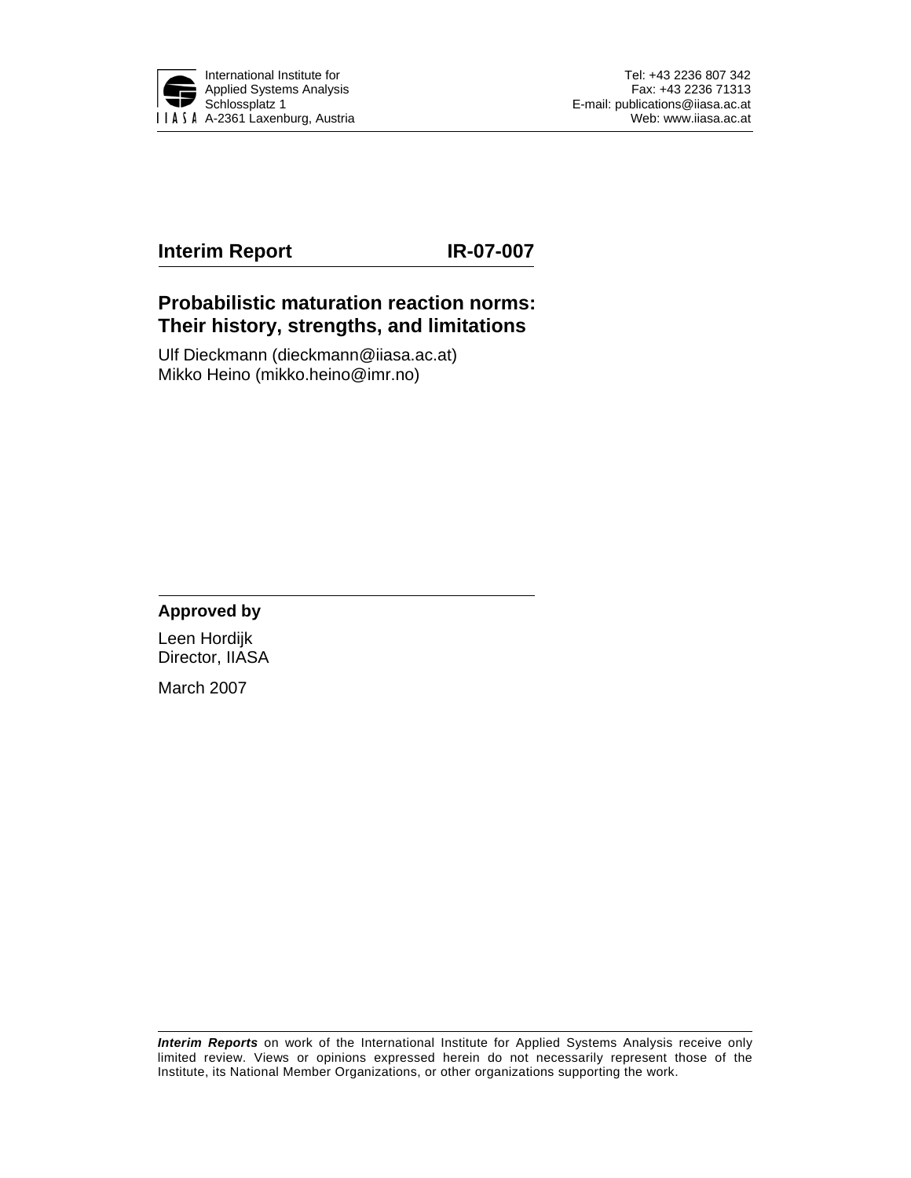International Institute for Applied Systems Analysis
Schlossplatz 1
A-2361 Laxenburg, Austria

Tel: +43 2236 807 342
Fax: +43 2236 71313
E-mail: publications@iiasa.ac.at
Web: www.iiasa.ac.at

**Interim Report** **IR-07-007**

# Probabilistic maturation reaction norms: Their history, strengths, and limitations

Ulf Dieckmann (dieckmann@iiasa.ac.at)
Mikko Heino (mikko.heino@imr.no)

**Approved by**

Leen Hordijk
Director, IIASA

March 2007

***Interim Reports*** on work of the International Institute for Applied Systems Analysis receive only limited review. Views or opinions expressed herein do not necessarily represent those of the Institute, its National Member Organizations, or other organizations supporting the work.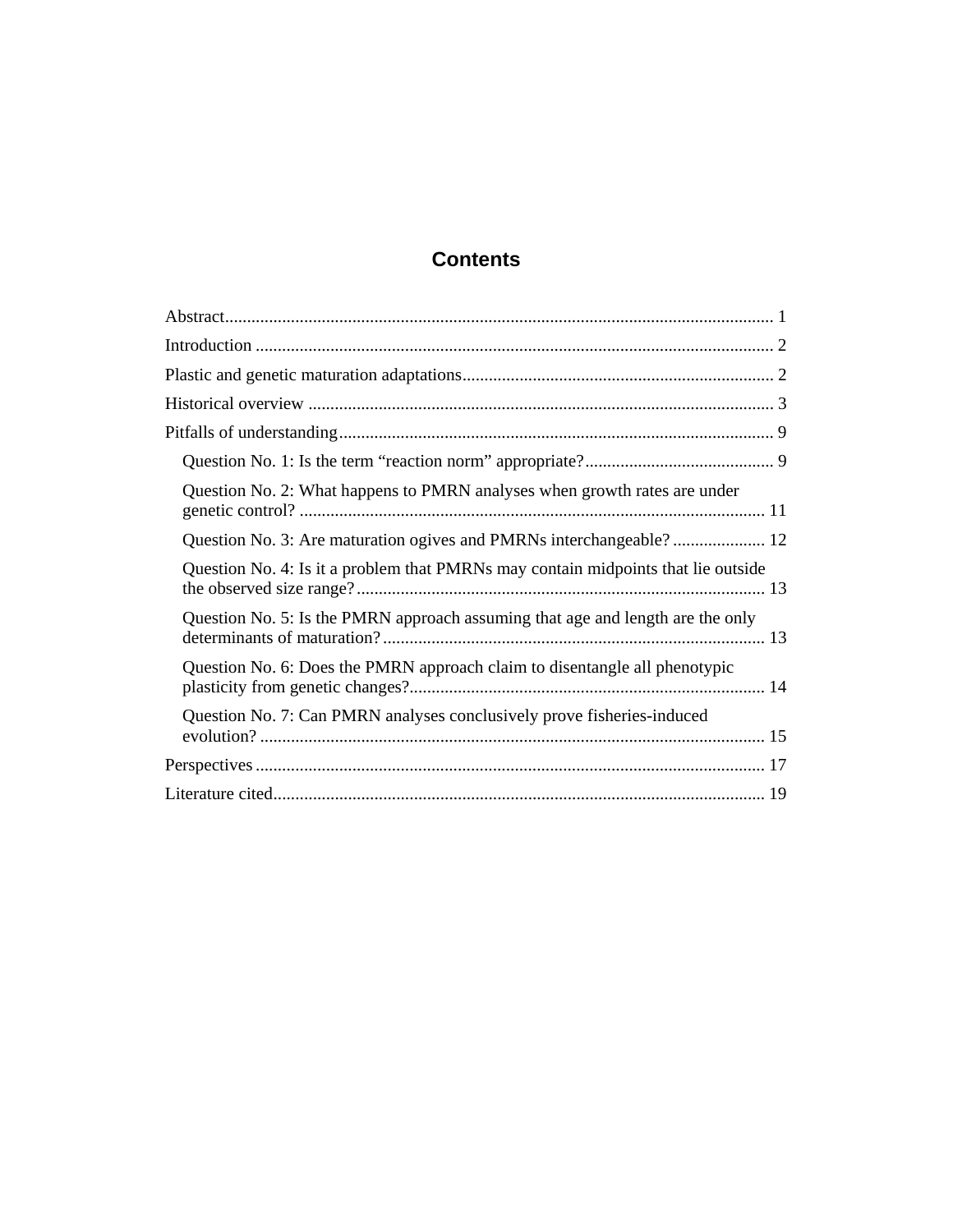# Contents

Abstract ... 1

Introduction ... 2

Plastic and genetic maturation adaptations ... 2

Historical overview ... 3

Pitfalls of understanding ... 9

- Question No. 1: Is the term “reaction norm” appropriate? ... 9
- Question No. 2: What happens to PMRN analyses when growth rates are under genetic control? ... 11
- Question No. 3: Are maturation ogives and PMRNs interchangeable? ... 12
- Question No. 4: Is it a problem that PMRNs may contain midpoints that lie outside the observed size range? ... 13
- Question No. 5: Is the PMRN approach assuming that age and length are the only determinants of maturation? ... 13
- Question No. 6: Does the PMRN approach claim to disentangle all phenotypic plasticity from genetic changes? ... 14
- Question No. 7: Can PMRN analyses conclusively prove fisheries-induced evolution? ... 15

Perspectives ... 17

Literature cited ... 19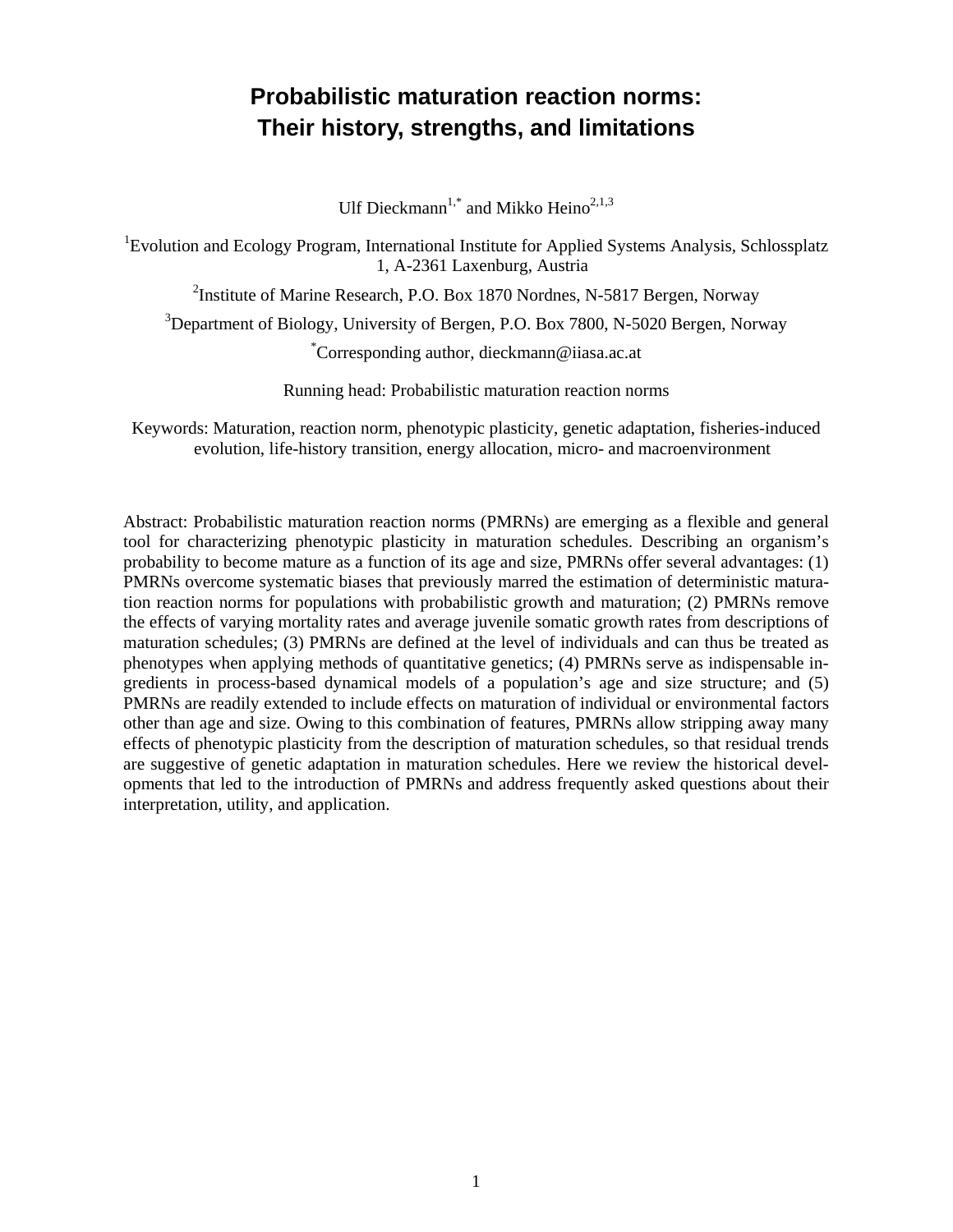# Probabilistic maturation reaction norms: Their history, strengths, and limitations

Ulf Dieckmann[1,*] and Mikko Heino[2,1,3]

[1]Evolution and Ecology Program, International Institute for Applied Systems Analysis, Schlossplatz 1, A-2361 Laxenburg, Austria

[2]Institute of Marine Research, P.O. Box 1870 Nordnes, N-5817 Bergen, Norway

[3]Department of Biology, University of Bergen, P.O. Box 7800, N-5020 Bergen, Norway

[*]Corresponding author, dieckmann@iiasa.ac.at

Running head: Probabilistic maturation reaction norms

Keywords: Maturation, reaction norm, phenotypic plasticity, genetic adaptation, fisheries-induced evolution, life-history transition, energy allocation, micro- and macroenvironment

Abstract: Probabilistic maturation reaction norms (PMRNs) are emerging as a flexible and general tool for characterizing phenotypic plasticity in maturation schedules. Describing an organism's probability to become mature as a function of its age and size, PMRNs offer several advantages: (1) PMRNs overcome systematic biases that previously marred the estimation of deterministic maturation reaction norms for populations with probabilistic growth and maturation; (2) PMRNs remove the effects of varying mortality rates and average juvenile somatic growth rates from descriptions of maturation schedules; (3) PMRNs are defined at the level of individuals and can thus be treated as phenotypes when applying methods of quantitative genetics; (4) PMRNs serve as indispensable ingredients in process-based dynamical models of a population's age and size structure; and (5) PMRNs are readily extended to include effects on maturation of individual or environmental factors other than age and size. Owing to this combination of features, PMRNs allow stripping away many effects of phenotypic plasticity from the description of maturation schedules, so that residual trends are suggestive of genetic adaptation in maturation schedules. Here we review the historical developments that led to the introduction of PMRNs and address frequently asked questions about their interpretation, utility, and application.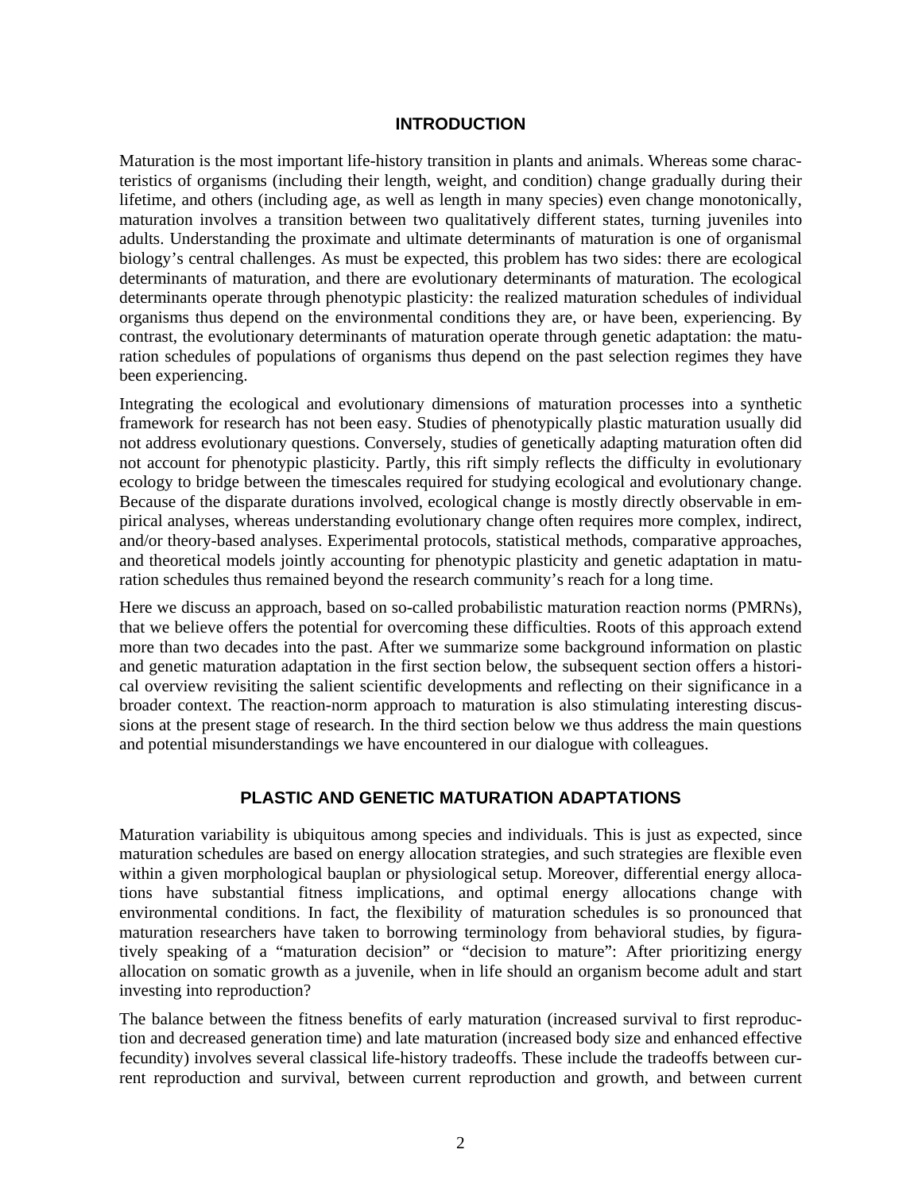## INTRODUCTION

Maturation is the most important life-history transition in plants and animals. Whereas some characteristics of organisms (including their length, weight, and condition) change gradually during their lifetime, and others (including age, as well as length in many species) even change monotonically, maturation involves a transition between two qualitatively different states, turning juveniles into adults. Understanding the proximate and ultimate determinants of maturation is one of organismal biology's central challenges. As must be expected, this problem has two sides: there are ecological determinants of maturation, and there are evolutionary determinants of maturation. The ecological determinants operate through phenotypic plasticity: the realized maturation schedules of individual organisms thus depend on the environmental conditions they are, or have been, experiencing. By contrast, the evolutionary determinants of maturation operate through genetic adaptation: the maturation schedules of populations of organisms thus depend on the past selection regimes they have been experiencing.

Integrating the ecological and evolutionary dimensions of maturation processes into a synthetic framework for research has not been easy. Studies of phenotypically plastic maturation usually did not address evolutionary questions. Conversely, studies of genetically adapting maturation often did not account for phenotypic plasticity. Partly, this rift simply reflects the difficulty in evolutionary ecology to bridge between the timescales required for studying ecological and evolutionary change. Because of the disparate durations involved, ecological change is mostly directly observable in empirical analyses, whereas understanding evolutionary change often requires more complex, indirect, and/or theory-based analyses. Experimental protocols, statistical methods, comparative approaches, and theoretical models jointly accounting for phenotypic plasticity and genetic adaptation in maturation schedules thus remained beyond the research community's reach for a long time.

Here we discuss an approach, based on so-called probabilistic maturation reaction norms (PMRNs), that we believe offers the potential for overcoming these difficulties. Roots of this approach extend more than two decades into the past. After we summarize some background information on plastic and genetic maturation adaptation in the first section below, the subsequent section offers a historical overview revisiting the salient scientific developments and reflecting on their significance in a broader context. The reaction-norm approach to maturation is also stimulating interesting discussions at the present stage of research. In the third section below we thus address the main questions and potential misunderstandings we have encountered in our dialogue with colleagues.

## PLASTIC AND GENETIC MATURATION ADAPTATIONS

Maturation variability is ubiquitous among species and individuals. This is just as expected, since maturation schedules are based on energy allocation strategies, and such strategies are flexible even within a given morphological bauplan or physiological setup. Moreover, differential energy allocations have substantial fitness implications, and optimal energy allocations change with environmental conditions. In fact, the flexibility of maturation schedules is so pronounced that maturation researchers have taken to borrowing terminology from behavioral studies, by figuratively speaking of a "maturation decision" or "decision to mature": After prioritizing energy allocation on somatic growth as a juvenile, when in life should an organism become adult and start investing into reproduction?

The balance between the fitness benefits of early maturation (increased survival to first reproduction and decreased generation time) and late maturation (increased body size and enhanced effective fecundity) involves several classical life-history tradeoffs. These include the tradeoffs between current reproduction and survival, between current reproduction and growth, and between current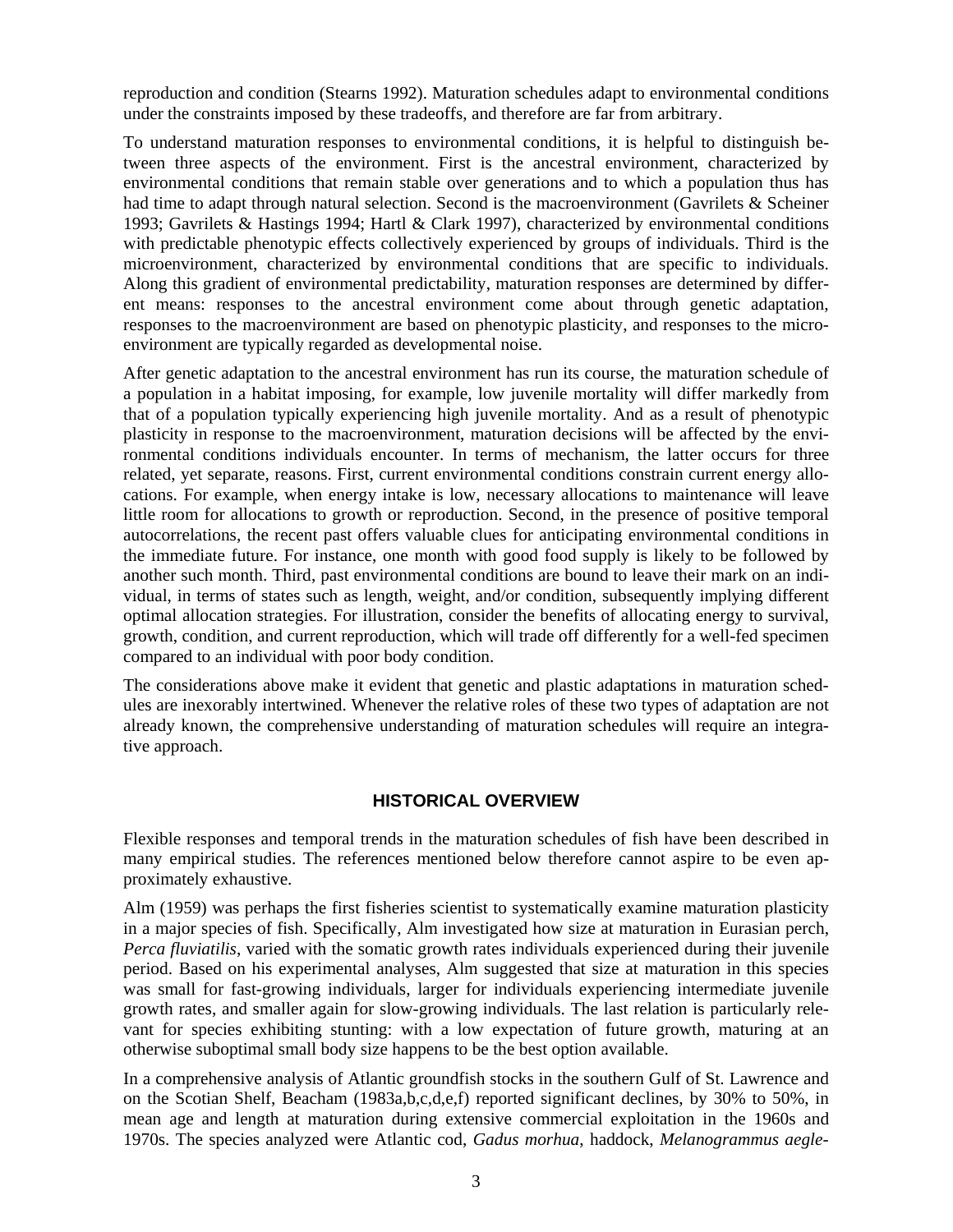reproduction and condition (Stearns 1992). Maturation schedules adapt to environmental conditions under the constraints imposed by these tradeoffs, and therefore are far from arbitrary.

To understand maturation responses to environmental conditions, it is helpful to distinguish between three aspects of the environment. First is the ancestral environment, characterized by environmental conditions that remain stable over generations and to which a population thus has had time to adapt through natural selection. Second is the macroenvironment (Gavrilets & Scheiner 1993; Gavrilets & Hastings 1994; Hartl & Clark 1997), characterized by environmental conditions with predictable phenotypic effects collectively experienced by groups of individuals. Third is the microenvironment, characterized by environmental conditions that are specific to individuals. Along this gradient of environmental predictability, maturation responses are determined by different means: responses to the ancestral environment come about through genetic adaptation, responses to the macroenvironment are based on phenotypic plasticity, and responses to the microenvironment are typically regarded as developmental noise.

After genetic adaptation to the ancestral environment has run its course, the maturation schedule of a population in a habitat imposing, for example, low juvenile mortality will differ markedly from that of a population typically experiencing high juvenile mortality. And as a result of phenotypic plasticity in response to the macroenvironment, maturation decisions will be affected by the environmental conditions individuals encounter. In terms of mechanism, the latter occurs for three related, yet separate, reasons. First, current environmental conditions constrain current energy allocations. For example, when energy intake is low, necessary allocations to maintenance will leave little room for allocations to growth or reproduction. Second, in the presence of positive temporal autocorrelations, the recent past offers valuable clues for anticipating environmental conditions in the immediate future. For instance, one month with good food supply is likely to be followed by another such month. Third, past environmental conditions are bound to leave their mark on an individual, in terms of states such as length, weight, and/or condition, subsequently implying different optimal allocation strategies. For illustration, consider the benefits of allocating energy to survival, growth, condition, and current reproduction, which will trade off differently for a well-fed specimen compared to an individual with poor body condition.

The considerations above make it evident that genetic and plastic adaptations in maturation schedules are inexorably intertwined. Whenever the relative roles of these two types of adaptation are not already known, the comprehensive understanding of maturation schedules will require an integrative approach.

## HISTORICAL OVERVIEW

Flexible responses and temporal trends in the maturation schedules of fish have been described in many empirical studies. The references mentioned below therefore cannot aspire to be even approximately exhaustive.

Alm (1959) was perhaps the first fisheries scientist to systematically examine maturation plasticity in a major species of fish. Specifically, Alm investigated how size at maturation in Eurasian perch, *Perca fluviatilis*, varied with the somatic growth rates individuals experienced during their juvenile period. Based on his experimental analyses, Alm suggested that size at maturation in this species was small for fast-growing individuals, larger for individuals experiencing intermediate juvenile growth rates, and smaller again for slow-growing individuals. The last relation is particularly relevant for species exhibiting stunting: with a low expectation of future growth, maturing at an otherwise suboptimal small body size happens to be the best option available.

In a comprehensive analysis of Atlantic groundfish stocks in the southern Gulf of St. Lawrence and on the Scotian Shelf, Beacham (1983a,b,c,d,e,f) reported significant declines, by 30% to 50%, in mean age and length at maturation during extensive commercial exploitation in the 1960s and 1970s. The species analyzed were Atlantic cod, *Gadus morhua*, haddock, *Melanogrammus aegle-*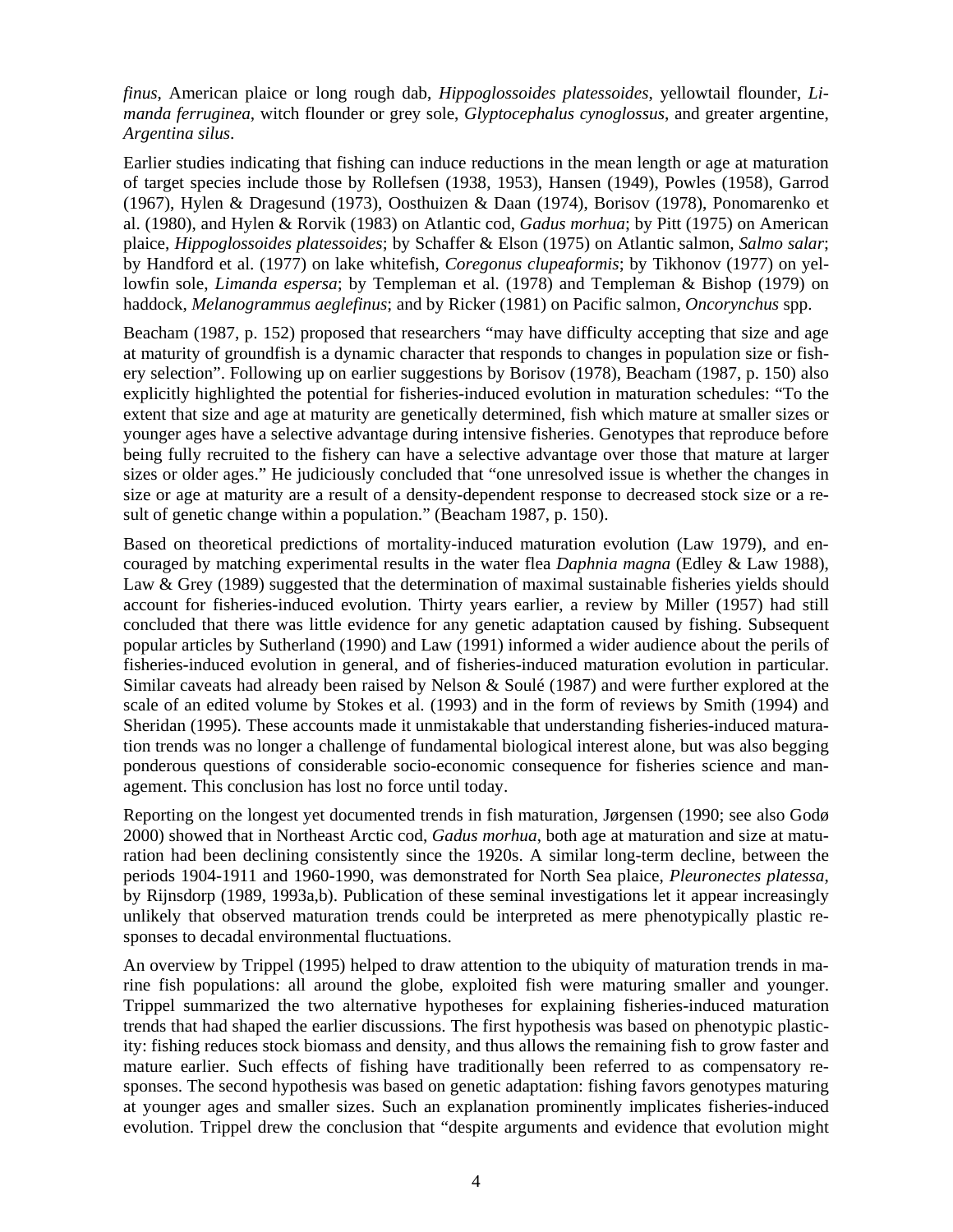*finus*, American plaice or long rough dab, *Hippoglossoides platessoides*, yellowtail flounder, *Limanda ferruginea*, witch flounder or grey sole, *Glyptocephalus cynoglossus*, and greater argentine, *Argentina silus*.

Earlier studies indicating that fishing can induce reductions in the mean length or age at maturation of target species include those by Rollefsen (1938, 1953), Hansen (1949), Powles (1958), Garrod (1967), Hylen & Dragesund (1973), Oosthuizen & Daan (1974), Borisov (1978), Ponomarenko et al. (1980), and Hylen & Rorvik (1983) on Atlantic cod, *Gadus morhua*; by Pitt (1975) on American plaice, *Hippoglossoides platessoides*; by Schaffer & Elson (1975) on Atlantic salmon, *Salmo salar*; by Handford et al. (1977) on lake whitefish, *Coregonus clupeaformis*; by Tikhonov (1977) on yellowfin sole, *Limanda espersa*; by Templeman et al. (1978) and Templeman & Bishop (1979) on haddock, *Melanogrammus aeglefinus*; and by Ricker (1981) on Pacific salmon, *Oncorynchus* spp.

Beacham (1987, p. 152) proposed that researchers "may have difficulty accepting that size and age at maturity of groundfish is a dynamic character that responds to changes in population size or fishery selection". Following up on earlier suggestions by Borisov (1978), Beacham (1987, p. 150) also explicitly highlighted the potential for fisheries-induced evolution in maturation schedules: "To the extent that size and age at maturity are genetically determined, fish which mature at smaller sizes or younger ages have a selective advantage during intensive fisheries. Genotypes that reproduce before being fully recruited to the fishery can have a selective advantage over those that mature at larger sizes or older ages." He judiciously concluded that "one unresolved issue is whether the changes in size or age at maturity are a result of a density-dependent response to decreased stock size or a result of genetic change within a population." (Beacham 1987, p. 150).

Based on theoretical predictions of mortality-induced maturation evolution (Law 1979), and encouraged by matching experimental results in the water flea *Daphnia magna* (Edley & Law 1988), Law & Grey (1989) suggested that the determination of maximal sustainable fisheries yields should account for fisheries-induced evolution. Thirty years earlier, a review by Miller (1957) had still concluded that there was little evidence for any genetic adaptation caused by fishing. Subsequent popular articles by Sutherland (1990) and Law (1991) informed a wider audience about the perils of fisheries-induced evolution in general, and of fisheries-induced maturation evolution in particular. Similar caveats had already been raised by Nelson & Soulé (1987) and were further explored at the scale of an edited volume by Stokes et al. (1993) and in the form of reviews by Smith (1994) and Sheridan (1995). These accounts made it unmistakable that understanding fisheries-induced maturation trends was no longer a challenge of fundamental biological interest alone, but was also begging ponderous questions of considerable socio-economic consequence for fisheries science and management. This conclusion has lost no force until today.

Reporting on the longest yet documented trends in fish maturation, Jørgensen (1990; see also Godø 2000) showed that in Northeast Arctic cod, *Gadus morhua*, both age at maturation and size at maturation had been declining consistently since the 1920s. A similar long-term decline, between the periods 1904-1911 and 1960-1990, was demonstrated for North Sea plaice, *Pleuronectes platessa*, by Rijnsdorp (1989, 1993a,b). Publication of these seminal investigations let it appear increasingly unlikely that observed maturation trends could be interpreted as mere phenotypically plastic responses to decadal environmental fluctuations.

An overview by Trippel (1995) helped to draw attention to the ubiquity of maturation trends in marine fish populations: all around the globe, exploited fish were maturing smaller and younger. Trippel summarized the two alternative hypotheses for explaining fisheries-induced maturation trends that had shaped the earlier discussions. The first hypothesis was based on phenotypic plasticity: fishing reduces stock biomass and density, and thus allows the remaining fish to grow faster and mature earlier. Such effects of fishing have traditionally been referred to as compensatory responses. The second hypothesis was based on genetic adaptation: fishing favors genotypes maturing at younger ages and smaller sizes. Such an explanation prominently implicates fisheries-induced evolution. Trippel drew the conclusion that "despite arguments and evidence that evolution might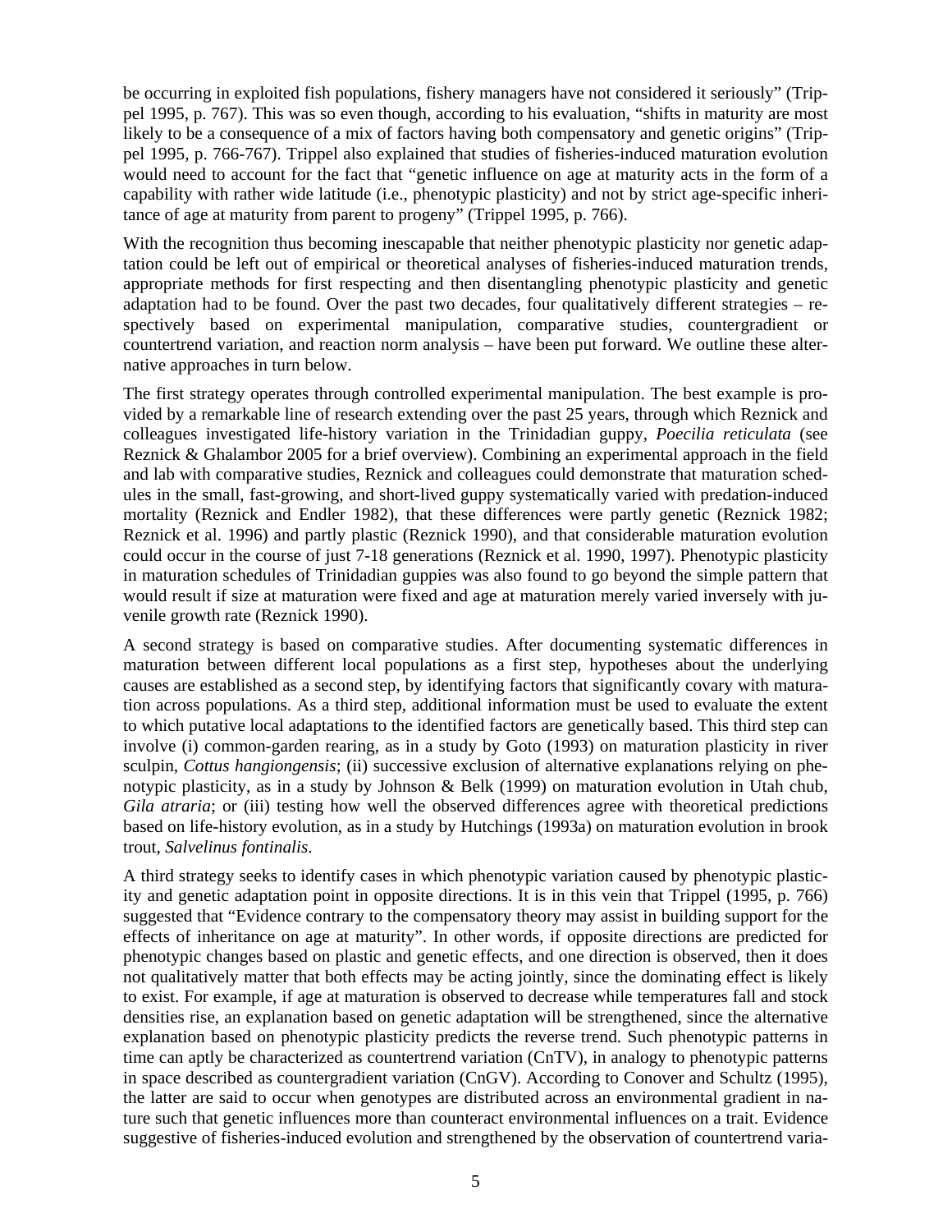be occurring in exploited fish populations, fishery managers have not considered it seriously" (Trippel 1995, p. 767). This was so even though, according to his evaluation, "shifts in maturity are most likely to be a consequence of a mix of factors having both compensatory and genetic origins" (Trippel 1995, p. 766-767). Trippel also explained that studies of fisheries-induced maturation evolution would need to account for the fact that "genetic influence on age at maturity acts in the form of a capability with rather wide latitude (i.e., phenotypic plasticity) and not by strict age-specific inheritance of age at maturity from parent to progeny" (Trippel 1995, p. 766).

With the recognition thus becoming inescapable that neither phenotypic plasticity nor genetic adaptation could be left out of empirical or theoretical analyses of fisheries-induced maturation trends, appropriate methods for first respecting and then disentangling phenotypic plasticity and genetic adaptation had to be found. Over the past two decades, four qualitatively different strategies – respectively based on experimental manipulation, comparative studies, countergradient or countertrend variation, and reaction norm analysis – have been put forward. We outline these alternative approaches in turn below.

The first strategy operates through controlled experimental manipulation. The best example is provided by a remarkable line of research extending over the past 25 years, through which Reznick and colleagues investigated life-history variation in the Trinidadian guppy, *Poecilia reticulata* (see Reznick & Ghalambor 2005 for a brief overview). Combining an experimental approach in the field and lab with comparative studies, Reznick and colleagues could demonstrate that maturation schedules in the small, fast-growing, and short-lived guppy systematically varied with predation-induced mortality (Reznick and Endler 1982), that these differences were partly genetic (Reznick 1982; Reznick et al. 1996) and partly plastic (Reznick 1990), and that considerable maturation evolution could occur in the course of just 7-18 generations (Reznick et al. 1990, 1997). Phenotypic plasticity in maturation schedules of Trinidadian guppies was also found to go beyond the simple pattern that would result if size at maturation were fixed and age at maturation merely varied inversely with juvenile growth rate (Reznick 1990).

A second strategy is based on comparative studies. After documenting systematic differences in maturation between different local populations as a first step, hypotheses about the underlying causes are established as a second step, by identifying factors that significantly covary with maturation across populations. As a third step, additional information must be used to evaluate the extent to which putative local adaptations to the identified factors are genetically based. This third step can involve (i) common-garden rearing, as in a study by Goto (1993) on maturation plasticity in river sculpin, *Cottus hangiongensis*; (ii) successive exclusion of alternative explanations relying on phenotypic plasticity, as in a study by Johnson & Belk (1999) on maturation evolution in Utah chub, *Gila atraria*; or (iii) testing how well the observed differences agree with theoretical predictions based on life-history evolution, as in a study by Hutchings (1993a) on maturation evolution in brook trout, *Salvelinus fontinalis*.

A third strategy seeks to identify cases in which phenotypic variation caused by phenotypic plasticity and genetic adaptation point in opposite directions. It is in this vein that Trippel (1995, p. 766) suggested that "Evidence contrary to the compensatory theory may assist in building support for the effects of inheritance on age at maturity". In other words, if opposite directions are predicted for phenotypic changes based on plastic and genetic effects, and one direction is observed, then it does not qualitatively matter that both effects may be acting jointly, since the dominating effect is likely to exist. For example, if age at maturation is observed to decrease while temperatures fall and stock densities rise, an explanation based on genetic adaptation will be strengthened, since the alternative explanation based on phenotypic plasticity predicts the reverse trend. Such phenotypic patterns in time can aptly be characterized as countertrend variation (CnTV), in analogy to phenotypic patterns in space described as countergradient variation (CnGV). According to Conover and Schultz (1995), the latter are said to occur when genotypes are distributed across an environmental gradient in nature such that genetic influences more than counteract environmental influences on a trait. Evidence suggestive of fisheries-induced evolution and strengthened by the observation of countertrend varia-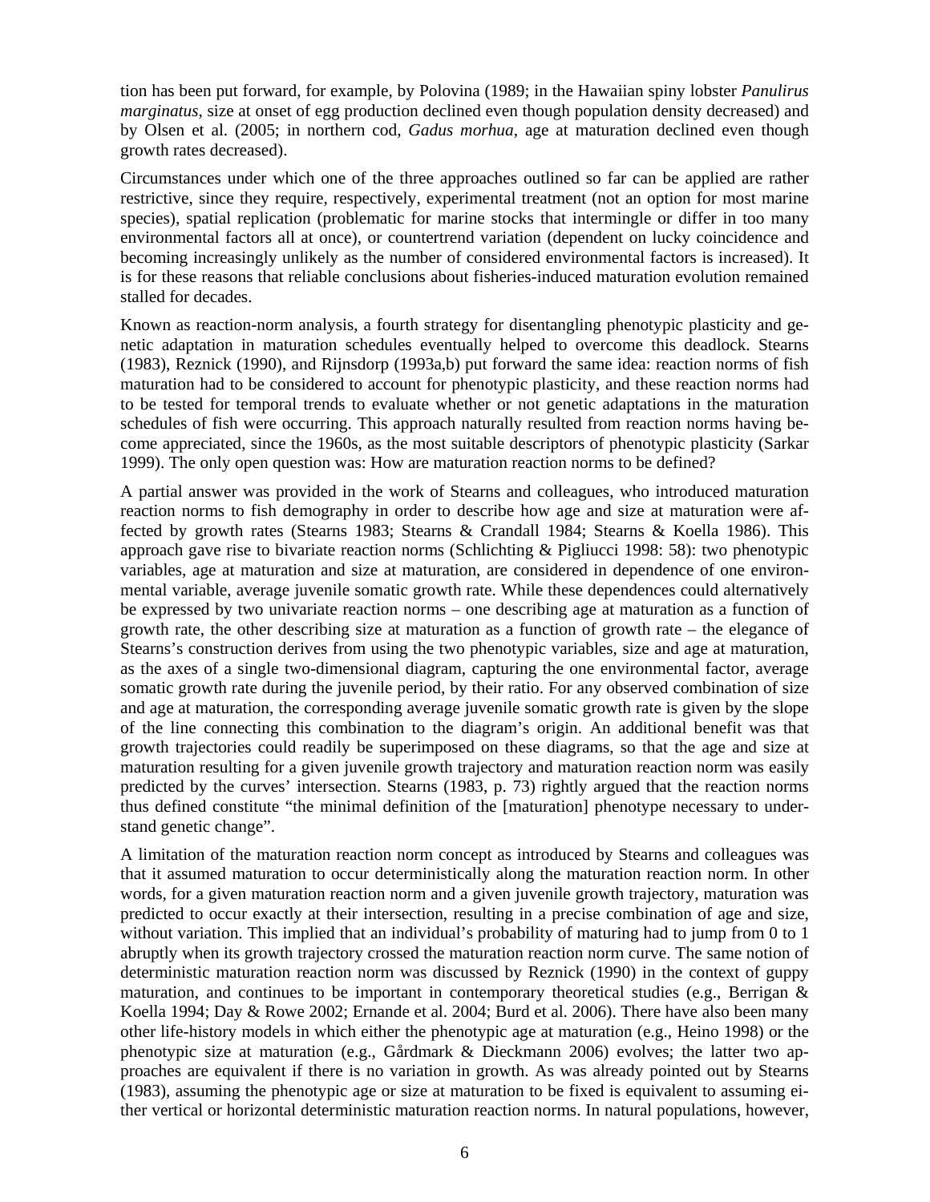tion has been put forward, for example, by Polovina (1989; in the Hawaiian spiny lobster *Panulirus marginatus*, size at onset of egg production declined even though population density decreased) and by Olsen et al. (2005; in northern cod, *Gadus morhua*, age at maturation declined even though growth rates decreased).

Circumstances under which one of the three approaches outlined so far can be applied are rather restrictive, since they require, respectively, experimental treatment (not an option for most marine species), spatial replication (problematic for marine stocks that intermingle or differ in too many environmental factors all at once), or countertrend variation (dependent on lucky coincidence and becoming increasingly unlikely as the number of considered environmental factors is increased). It is for these reasons that reliable conclusions about fisheries-induced maturation evolution remained stalled for decades.

Known as reaction-norm analysis, a fourth strategy for disentangling phenotypic plasticity and genetic adaptation in maturation schedules eventually helped to overcome this deadlock. Stearns (1983), Reznick (1990), and Rijnsdorp (1993a,b) put forward the same idea: reaction norms of fish maturation had to be considered to account for phenotypic plasticity, and these reaction norms had to be tested for temporal trends to evaluate whether or not genetic adaptations in the maturation schedules of fish were occurring. This approach naturally resulted from reaction norms having become appreciated, since the 1960s, as the most suitable descriptors of phenotypic plasticity (Sarkar 1999). The only open question was: How are maturation reaction norms to be defined?

A partial answer was provided in the work of Stearns and colleagues, who introduced maturation reaction norms to fish demography in order to describe how age and size at maturation were affected by growth rates (Stearns 1983; Stearns & Crandall 1984; Stearns & Koella 1986). This approach gave rise to bivariate reaction norms (Schlichting & Pigliucci 1998: 58): two phenotypic variables, age at maturation and size at maturation, are considered in dependence of one environmental variable, average juvenile somatic growth rate. While these dependences could alternatively be expressed by two univariate reaction norms – one describing age at maturation as a function of growth rate, the other describing size at maturation as a function of growth rate – the elegance of Stearns's construction derives from using the two phenotypic variables, size and age at maturation, as the axes of a single two-dimensional diagram, capturing the one environmental factor, average somatic growth rate during the juvenile period, by their ratio. For any observed combination of size and age at maturation, the corresponding average juvenile somatic growth rate is given by the slope of the line connecting this combination to the diagram's origin. An additional benefit was that growth trajectories could readily be superimposed on these diagrams, so that the age and size at maturation resulting for a given juvenile growth trajectory and maturation reaction norm was easily predicted by the curves' intersection. Stearns (1983, p. 73) rightly argued that the reaction norms thus defined constitute "the minimal definition of the [maturation] phenotype necessary to understand genetic change".

A limitation of the maturation reaction norm concept as introduced by Stearns and colleagues was that it assumed maturation to occur deterministically along the maturation reaction norm. In other words, for a given maturation reaction norm and a given juvenile growth trajectory, maturation was predicted to occur exactly at their intersection, resulting in a precise combination of age and size, without variation. This implied that an individual's probability of maturing had to jump from 0 to 1 abruptly when its growth trajectory crossed the maturation reaction norm curve. The same notion of deterministic maturation reaction norm was discussed by Reznick (1990) in the context of guppy maturation, and continues to be important in contemporary theoretical studies (e.g., Berrigan & Koella 1994; Day & Rowe 2002; Ernande et al. 2004; Burd et al. 2006). There have also been many other life-history models in which either the phenotypic age at maturation (e.g., Heino 1998) or the phenotypic size at maturation (e.g., Gårdmark & Dieckmann 2006) evolves; the latter two approaches are equivalent if there is no variation in growth. As was already pointed out by Stearns (1983), assuming the phenotypic age or size at maturation to be fixed is equivalent to assuming either vertical or horizontal deterministic maturation reaction norms. In natural populations, however,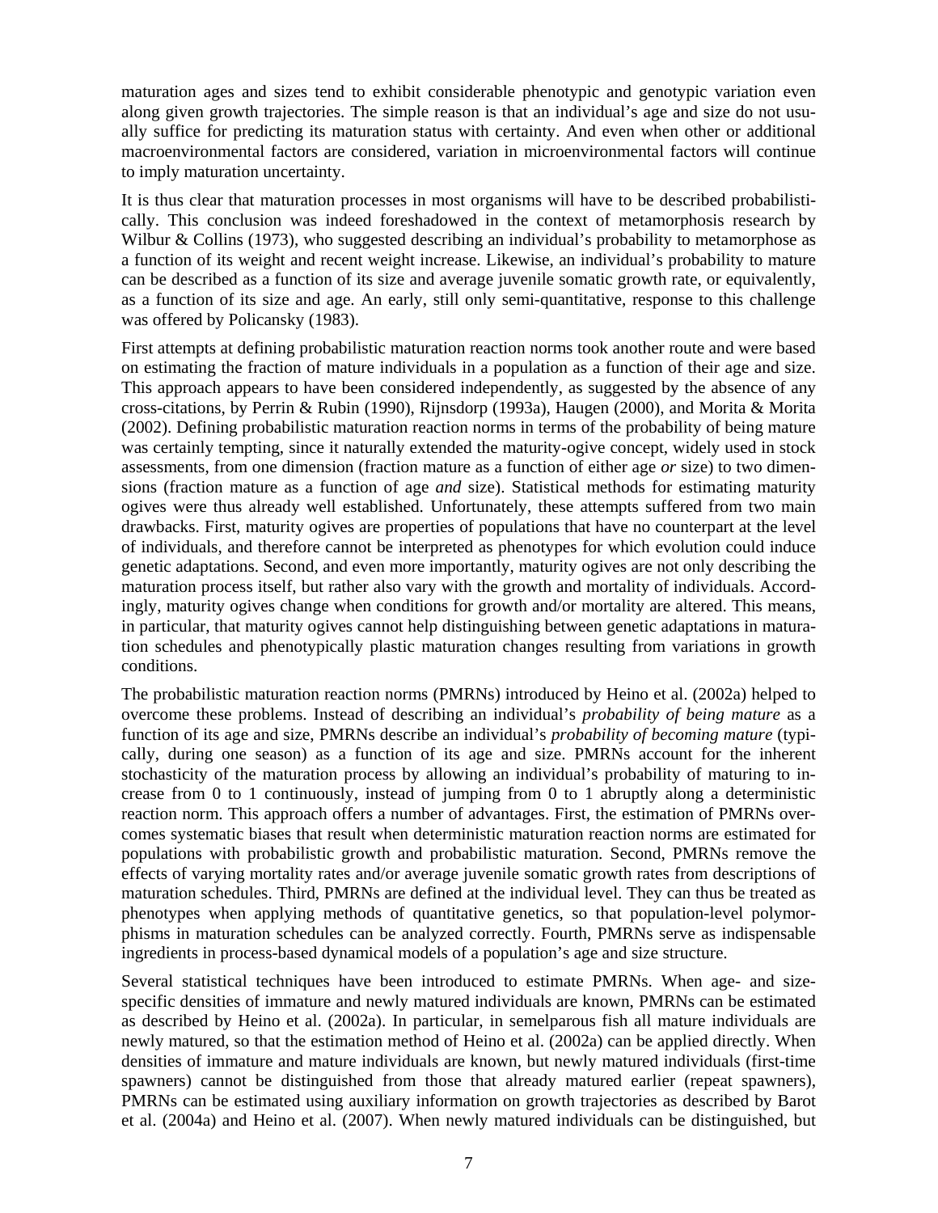maturation ages and sizes tend to exhibit considerable phenotypic and genotypic variation even along given growth trajectories. The simple reason is that an individual's age and size do not usually suffice for predicting its maturation status with certainty. And even when other or additional macroenvironmental factors are considered, variation in microenvironmental factors will continue to imply maturation uncertainty.

It is thus clear that maturation processes in most organisms will have to be described probabilistically. This conclusion was indeed foreshadowed in the context of metamorphosis research by Wilbur & Collins (1973), who suggested describing an individual's probability to metamorphose as a function of its weight and recent weight increase. Likewise, an individual's probability to mature can be described as a function of its size and average juvenile somatic growth rate, or equivalently, as a function of its size and age. An early, still only semi-quantitative, response to this challenge was offered by Policansky (1983).

First attempts at defining probabilistic maturation reaction norms took another route and were based on estimating the fraction of mature individuals in a population as a function of their age and size. This approach appears to have been considered independently, as suggested by the absence of any cross-citations, by Perrin & Rubin (1990), Rijnsdorp (1993a), Haugen (2000), and Morita & Morita (2002). Defining probabilistic maturation reaction norms in terms of the probability of being mature was certainly tempting, since it naturally extended the maturity-ogive concept, widely used in stock assessments, from one dimension (fraction mature as a function of either age *or* size) to two dimensions (fraction mature as a function of age *and* size). Statistical methods for estimating maturity ogives were thus already well established. Unfortunately, these attempts suffered from two main drawbacks. First, maturity ogives are properties of populations that have no counterpart at the level of individuals, and therefore cannot be interpreted as phenotypes for which evolution could induce genetic adaptations. Second, and even more importantly, maturity ogives are not only describing the maturation process itself, but rather also vary with the growth and mortality of individuals. Accordingly, maturity ogives change when conditions for growth and/or mortality are altered. This means, in particular, that maturity ogives cannot help distinguishing between genetic adaptations in maturation schedules and phenotypically plastic maturation changes resulting from variations in growth conditions.

The probabilistic maturation reaction norms (PMRNs) introduced by Heino et al. (2002a) helped to overcome these problems. Instead of describing an individual's *probability of being mature* as a function of its age and size, PMRNs describe an individual's *probability of becoming mature* (typically, during one season) as a function of its age and size. PMRNs account for the inherent stochasticity of the maturation process by allowing an individual's probability of maturing to increase from 0 to 1 continuously, instead of jumping from 0 to 1 abruptly along a deterministic reaction norm. This approach offers a number of advantages. First, the estimation of PMRNs overcomes systematic biases that result when deterministic maturation reaction norms are estimated for populations with probabilistic growth and probabilistic maturation. Second, PMRNs remove the effects of varying mortality rates and/or average juvenile somatic growth rates from descriptions of maturation schedules. Third, PMRNs are defined at the individual level. They can thus be treated as phenotypes when applying methods of quantitative genetics, so that population-level polymorphisms in maturation schedules can be analyzed correctly. Fourth, PMRNs serve as indispensable ingredients in process-based dynamical models of a population's age and size structure.

Several statistical techniques have been introduced to estimate PMRNs. When age- and size-specific densities of immature and newly matured individuals are known, PMRNs can be estimated as described by Heino et al. (2002a). In particular, in semelparous fish all mature individuals are newly matured, so that the estimation method of Heino et al. (2002a) can be applied directly. When densities of immature and mature individuals are known, but newly matured individuals (first-time spawners) cannot be distinguished from those that already matured earlier (repeat spawners), PMRNs can be estimated using auxiliary information on growth trajectories as described by Barot et al. (2004a) and Heino et al. (2007). When newly matured individuals can be distinguished, but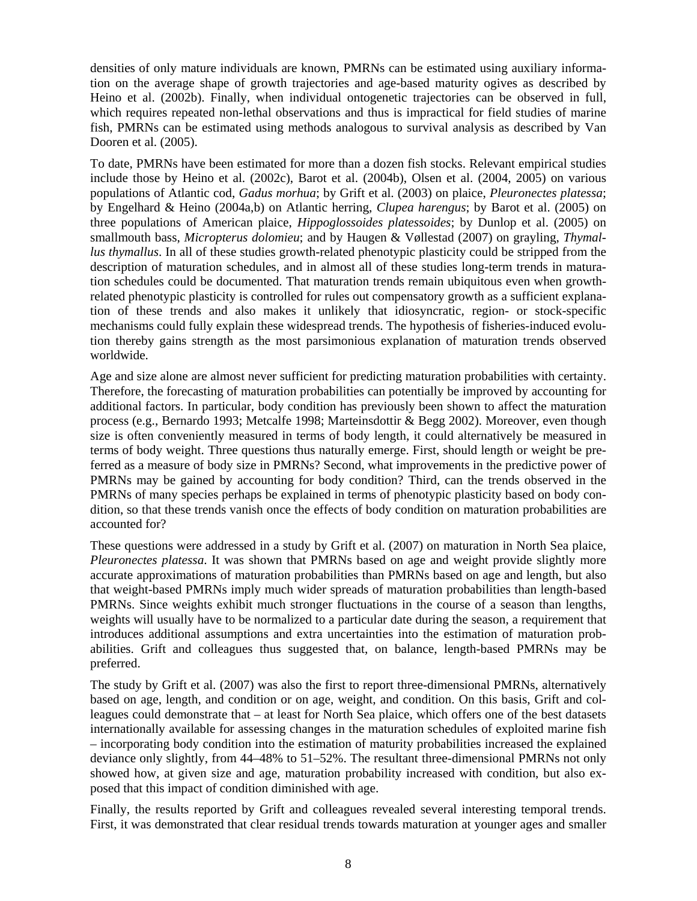densities of only mature individuals are known, PMRNs can be estimated using auxiliary information on the average shape of growth trajectories and age-based maturity ogives as described by Heino et al. (2002b). Finally, when individual ontogenetic trajectories can be observed in full, which requires repeated non-lethal observations and thus is impractical for field studies of marine fish, PMRNs can be estimated using methods analogous to survival analysis as described by Van Dooren et al. (2005).

To date, PMRNs have been estimated for more than a dozen fish stocks. Relevant empirical studies include those by Heino et al. (2002c), Barot et al. (2004b), Olsen et al. (2004, 2005) on various populations of Atlantic cod, *Gadus morhua*; by Grift et al. (2003) on plaice, *Pleuronectes platessa*; by Engelhard & Heino (2004a,b) on Atlantic herring, *Clupea harengus*; by Barot et al. (2005) on three populations of American plaice, *Hippoglossoides platessoides*; by Dunlop et al. (2005) on smallmouth bass, *Micropterus dolomieu*; and by Haugen & Vøllestad (2007) on grayling, *Thymallus thymallus*. In all of these studies growth-related phenotypic plasticity could be stripped from the description of maturation schedules, and in almost all of these studies long-term trends in maturation schedules could be documented. That maturation trends remain ubiquitous even when growth-related phenotypic plasticity is controlled for rules out compensatory growth as a sufficient explanation of these trends and also makes it unlikely that idiosyncratic, region- or stock-specific mechanisms could fully explain these widespread trends. The hypothesis of fisheries-induced evolution thereby gains strength as the most parsimonious explanation of maturation trends observed worldwide.

Age and size alone are almost never sufficient for predicting maturation probabilities with certainty. Therefore, the forecasting of maturation probabilities can potentially be improved by accounting for additional factors. In particular, body condition has previously been shown to affect the maturation process (e.g., Bernardo 1993; Metcalfe 1998; Marteinsdottir & Begg 2002). Moreover, even though size is often conveniently measured in terms of body length, it could alternatively be measured in terms of body weight. Three questions thus naturally emerge. First, should length or weight be preferred as a measure of body size in PMRNs? Second, what improvements in the predictive power of PMRNs may be gained by accounting for body condition? Third, can the trends observed in the PMRNs of many species perhaps be explained in terms of phenotypic plasticity based on body condition, so that these trends vanish once the effects of body condition on maturation probabilities are accounted for?

These questions were addressed in a study by Grift et al. (2007) on maturation in North Sea plaice, *Pleuronectes platessa*. It was shown that PMRNs based on age and weight provide slightly more accurate approximations of maturation probabilities than PMRNs based on age and length, but also that weight-based PMRNs imply much wider spreads of maturation probabilities than length-based PMRNs. Since weights exhibit much stronger fluctuations in the course of a season than lengths, weights will usually have to be normalized to a particular date during the season, a requirement that introduces additional assumptions and extra uncertainties into the estimation of maturation probabilities. Grift and colleagues thus suggested that, on balance, length-based PMRNs may be preferred.

The study by Grift et al. (2007) was also the first to report three-dimensional PMRNs, alternatively based on age, length, and condition or on age, weight, and condition. On this basis, Grift and colleagues could demonstrate that – at least for North Sea plaice, which offers one of the best datasets internationally available for assessing changes in the maturation schedules of exploited marine fish – incorporating body condition into the estimation of maturity probabilities increased the explained deviance only slightly, from 44–48% to 51–52%. The resultant three-dimensional PMRNs not only showed how, at given size and age, maturation probability increased with condition, but also exposed that this impact of condition diminished with age.

Finally, the results reported by Grift and colleagues revealed several interesting temporal trends. First, it was demonstrated that clear residual trends towards maturation at younger ages and smaller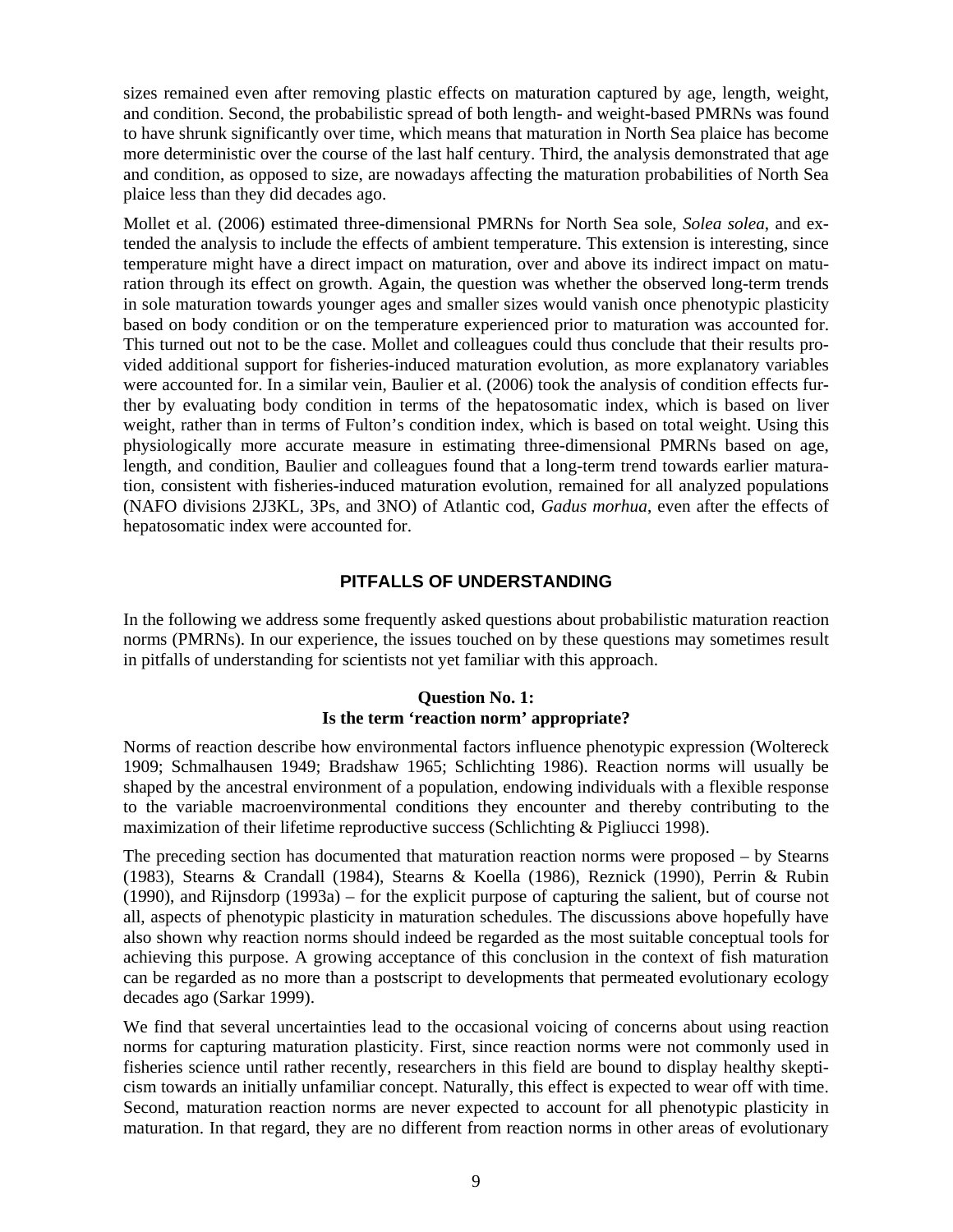sizes remained even after removing plastic effects on maturation captured by age, length, weight, and condition. Second, the probabilistic spread of both length- and weight-based PMRNs was found to have shrunk significantly over time, which means that maturation in North Sea plaice has become more deterministic over the course of the last half century. Third, the analysis demonstrated that age and condition, as opposed to size, are nowadays affecting the maturation probabilities of North Sea plaice less than they did decades ago.

Mollet et al. (2006) estimated three-dimensional PMRNs for North Sea sole, *Solea solea*, and extended the analysis to include the effects of ambient temperature. This extension is interesting, since temperature might have a direct impact on maturation, over and above its indirect impact on maturation through its effect on growth. Again, the question was whether the observed long-term trends in sole maturation towards younger ages and smaller sizes would vanish once phenotypic plasticity based on body condition or on the temperature experienced prior to maturation was accounted for. This turned out not to be the case. Mollet and colleagues could thus conclude that their results provided additional support for fisheries-induced maturation evolution, as more explanatory variables were accounted for. In a similar vein, Baulier et al. (2006) took the analysis of condition effects further by evaluating body condition in terms of the hepatosomatic index, which is based on liver weight, rather than in terms of Fulton's condition index, which is based on total weight. Using this physiologically more accurate measure in estimating three-dimensional PMRNs based on age, length, and condition, Baulier and colleagues found that a long-term trend towards earlier maturation, consistent with fisheries-induced maturation evolution, remained for all analyzed populations (NAFO divisions 2J3KL, 3Ps, and 3NO) of Atlantic cod, *Gadus morhua*, even after the effects of hepatosomatic index were accounted for.

## PITFALLS OF UNDERSTANDING

In the following we address some frequently asked questions about probabilistic maturation reaction norms (PMRNs). In our experience, the issues touched on by these questions may sometimes result in pitfalls of understanding for scientists not yet familiar with this approach.

### Question No. 1: Is the term 'reaction norm' appropriate?

Norms of reaction describe how environmental factors influence phenotypic expression (Woltereck 1909; Schmalhausen 1949; Bradshaw 1965; Schlichting 1986). Reaction norms will usually be shaped by the ancestral environment of a population, endowing individuals with a flexible response to the variable macroenvironmental conditions they encounter and thereby contributing to the maximization of their lifetime reproductive success (Schlichting & Pigliucci 1998).

The preceding section has documented that maturation reaction norms were proposed – by Stearns (1983), Stearns & Crandall (1984), Stearns & Koella (1986), Reznick (1990), Perrin & Rubin (1990), and Rijnsdorp (1993a) – for the explicit purpose of capturing the salient, but of course not all, aspects of phenotypic plasticity in maturation schedules. The discussions above hopefully have also shown why reaction norms should indeed be regarded as the most suitable conceptual tools for achieving this purpose. A growing acceptance of this conclusion in the context of fish maturation can be regarded as no more than a postscript to developments that permeated evolutionary ecology decades ago (Sarkar 1999).

We find that several uncertainties lead to the occasional voicing of concerns about using reaction norms for capturing maturation plasticity. First, since reaction norms were not commonly used in fisheries science until rather recently, researchers in this field are bound to display healthy skepticism towards an initially unfamiliar concept. Naturally, this effect is expected to wear off with time. Second, maturation reaction norms are never expected to account for all phenotypic plasticity in maturation. In that regard, they are no different from reaction norms in other areas of evolutionary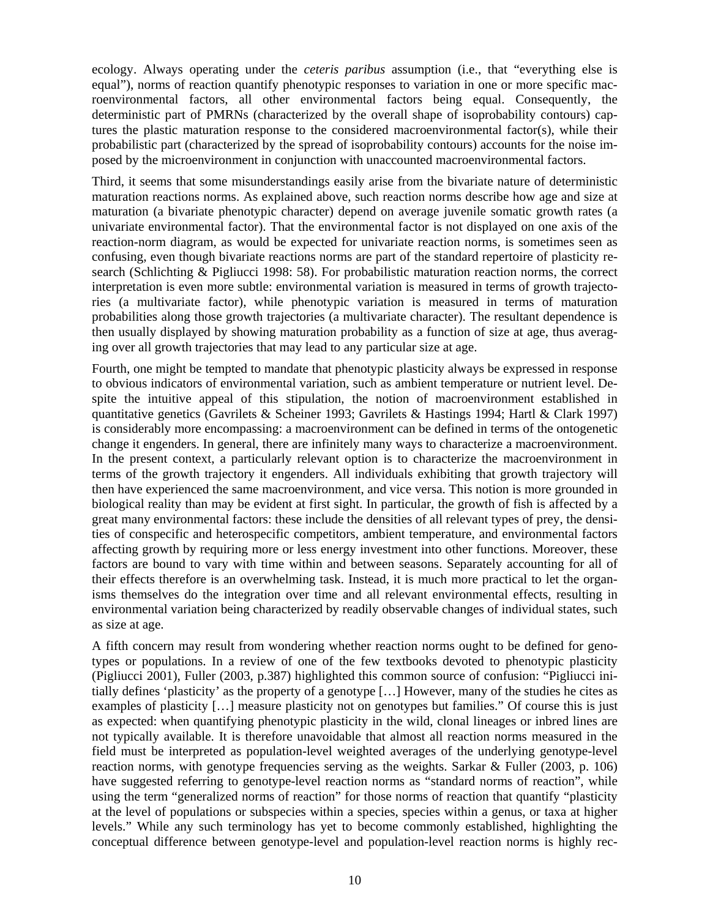ecology. Always operating under the *ceteris paribus* assumption (i.e., that "everything else is equal"), norms of reaction quantify phenotypic responses to variation in one or more specific macroenvironmental factors, all other environmental factors being equal. Consequently, the deterministic part of PMRNs (characterized by the overall shape of isoprobability contours) captures the plastic maturation response to the considered macroenvironmental factor(s), while their probabilistic part (characterized by the spread of isoprobability contours) accounts for the noise imposed by the microenvironment in conjunction with unaccounted macroenvironmental factors.

Third, it seems that some misunderstandings easily arise from the bivariate nature of deterministic maturation reactions norms. As explained above, such reaction norms describe how age and size at maturation (a bivariate phenotypic character) depend on average juvenile somatic growth rates (a univariate environmental factor). That the environmental factor is not displayed on one axis of the reaction-norm diagram, as would be expected for univariate reaction norms, is sometimes seen as confusing, even though bivariate reactions norms are part of the standard repertoire of plasticity research (Schlichting & Pigliucci 1998: 58). For probabilistic maturation reaction norms, the correct interpretation is even more subtle: environmental variation is measured in terms of growth trajectories (a multivariate factor), while phenotypic variation is measured in terms of maturation probabilities along those growth trajectories (a multivariate character). The resultant dependence is then usually displayed by showing maturation probability as a function of size at age, thus averaging over all growth trajectories that may lead to any particular size at age.

Fourth, one might be tempted to mandate that phenotypic plasticity always be expressed in response to obvious indicators of environmental variation, such as ambient temperature or nutrient level. Despite the intuitive appeal of this stipulation, the notion of macroenvironment established in quantitative genetics (Gavrilets & Scheiner 1993; Gavrilets & Hastings 1994; Hartl & Clark 1997) is considerably more encompassing: a macroenvironment can be defined in terms of the ontogenetic change it engenders. In general, there are infinitely many ways to characterize a macroenvironment. In the present context, a particularly relevant option is to characterize the macroenvironment in terms of the growth trajectory it engenders. All individuals exhibiting that growth trajectory will then have experienced the same macroenvironment, and vice versa. This notion is more grounded in biological reality than may be evident at first sight. In particular, the growth of fish is affected by a great many environmental factors: these include the densities of all relevant types of prey, the densities of conspecific and heterospecific competitors, ambient temperature, and environmental factors affecting growth by requiring more or less energy investment into other functions. Moreover, these factors are bound to vary with time within and between seasons. Separately accounting for all of their effects therefore is an overwhelming task. Instead, it is much more practical to let the organisms themselves do the integration over time and all relevant environmental effects, resulting in environmental variation being characterized by readily observable changes of individual states, such as size at age.

A fifth concern may result from wondering whether reaction norms ought to be defined for genotypes or populations. In a review of one of the few textbooks devoted to phenotypic plasticity (Pigliucci 2001), Fuller (2003, p.387) highlighted this common source of confusion: "Pigliucci initially defines 'plasticity' as the property of a genotype […] However, many of the studies he cites as examples of plasticity […] measure plasticity not on genotypes but families." Of course this is just as expected: when quantifying phenotypic plasticity in the wild, clonal lineages or inbred lines are not typically available. It is therefore unavoidable that almost all reaction norms measured in the field must be interpreted as population-level weighted averages of the underlying genotype-level reaction norms, with genotype frequencies serving as the weights. Sarkar & Fuller (2003, p. 106) have suggested referring to genotype-level reaction norms as "standard norms of reaction", while using the term "generalized norms of reaction" for those norms of reaction that quantify "plasticity at the level of populations or subspecies within a species, species within a genus, or taxa at higher levels." While any such terminology has yet to become commonly established, highlighting the conceptual difference between genotype-level and population-level reaction norms is highly rec-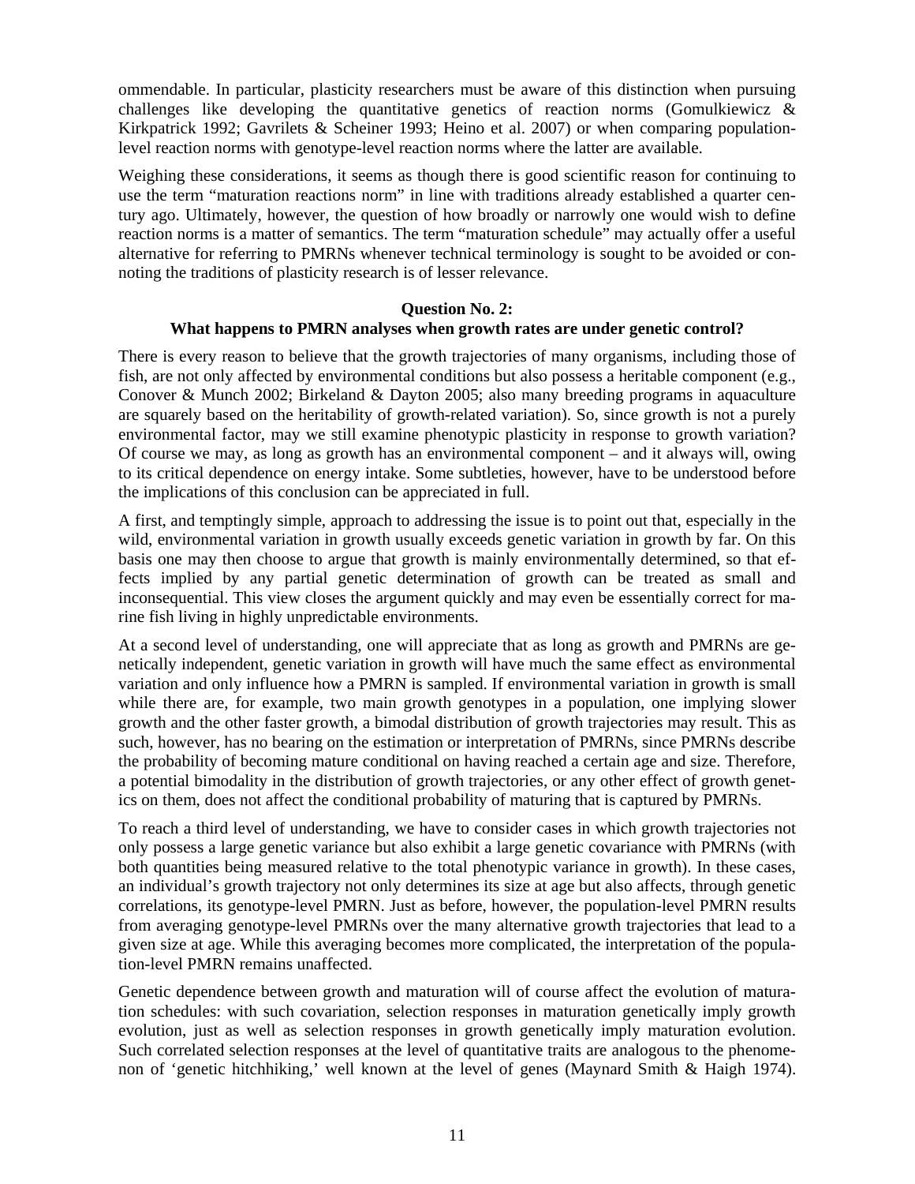ommendable. In particular, plasticity researchers must be aware of this distinction when pursuing challenges like developing the quantitative genetics of reaction norms (Gomulkiewicz & Kirkpatrick 1992; Gavrilets & Scheiner 1993; Heino et al. 2007) or when comparing population-level reaction norms with genotype-level reaction norms where the latter are available.

Weighing these considerations, it seems as though there is good scientific reason for continuing to use the term "maturation reactions norm" in line with traditions already established a quarter century ago. Ultimately, however, the question of how broadly or narrowly one would wish to define reaction norms is a matter of semantics. The term "maturation schedule" may actually offer a useful alternative for referring to PMRNs whenever technical terminology is sought to be avoided or connoting the traditions of plasticity research is of lesser relevance.

**Question No. 2:**
**What happens to PMRN analyses when growth rates are under genetic control?**

There is every reason to believe that the growth trajectories of many organisms, including those of fish, are not only affected by environmental conditions but also possess a heritable component (e.g., Conover & Munch 2002; Birkeland & Dayton 2005; also many breeding programs in aquaculture are squarely based on the heritability of growth-related variation). So, since growth is not a purely environmental factor, may we still examine phenotypic plasticity in response to growth variation? Of course we may, as long as growth has an environmental component – and it always will, owing to its critical dependence on energy intake. Some subtleties, however, have to be understood before the implications of this conclusion can be appreciated in full.

A first, and temptingly simple, approach to addressing the issue is to point out that, especially in the wild, environmental variation in growth usually exceeds genetic variation in growth by far. On this basis one may then choose to argue that growth is mainly environmentally determined, so that effects implied by any partial genetic determination of growth can be treated as small and inconsequential. This view closes the argument quickly and may even be essentially correct for marine fish living in highly unpredictable environments.

At a second level of understanding, one will appreciate that as long as growth and PMRNs are genetically independent, genetic variation in growth will have much the same effect as environmental variation and only influence how a PMRN is sampled. If environmental variation in growth is small while there are, for example, two main growth genotypes in a population, one implying slower growth and the other faster growth, a bimodal distribution of growth trajectories may result. This as such, however, has no bearing on the estimation or interpretation of PMRNs, since PMRNs describe the probability of becoming mature conditional on having reached a certain age and size. Therefore, a potential bimodality in the distribution of growth trajectories, or any other effect of growth genetics on them, does not affect the conditional probability of maturing that is captured by PMRNs.

To reach a third level of understanding, we have to consider cases in which growth trajectories not only possess a large genetic variance but also exhibit a large genetic covariance with PMRNs (with both quantities being measured relative to the total phenotypic variance in growth). In these cases, an individual's growth trajectory not only determines its size at age but also affects, through genetic correlations, its genotype-level PMRN. Just as before, however, the population-level PMRN results from averaging genotype-level PMRNs over the many alternative growth trajectories that lead to a given size at age. While this averaging becomes more complicated, the interpretation of the population-level PMRN remains unaffected.

Genetic dependence between growth and maturation will of course affect the evolution of maturation schedules: with such covariation, selection responses in maturation genetically imply growth evolution, just as well as selection responses in growth genetically imply maturation evolution. Such correlated selection responses at the level of quantitative traits are analogous to the phenomenon of 'genetic hitchhiking,' well known at the level of genes (Maynard Smith & Haigh 1974).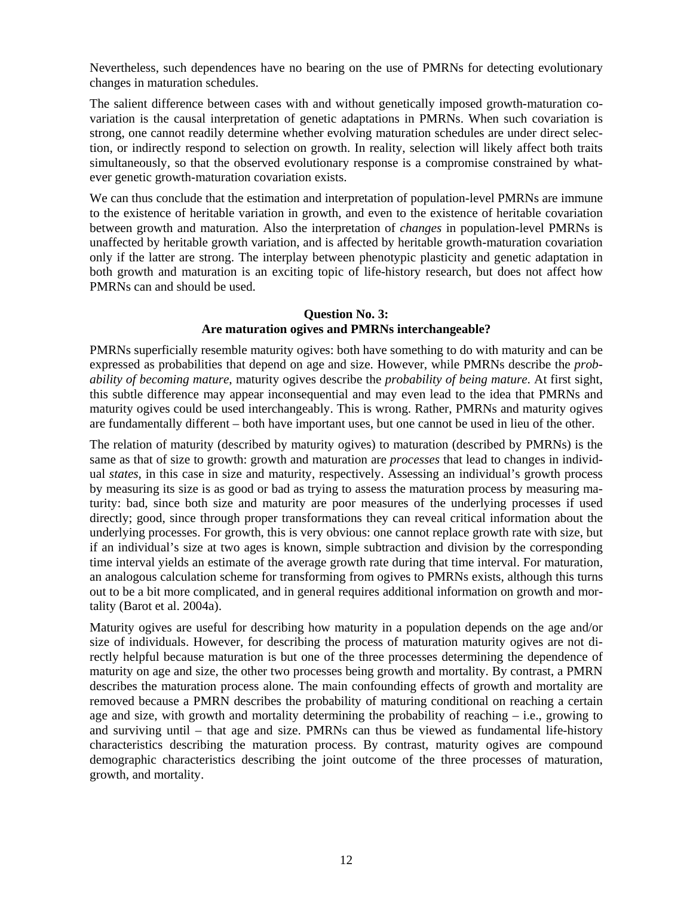Nevertheless, such dependences have no bearing on the use of PMRNs for detecting evolutionary changes in maturation schedules.

The salient difference between cases with and without genetically imposed growth-maturation covariation is the causal interpretation of genetic adaptations in PMRNs. When such covariation is strong, one cannot readily determine whether evolving maturation schedules are under direct selection, or indirectly respond to selection on growth. In reality, selection will likely affect both traits simultaneously, so that the observed evolutionary response is a compromise constrained by whatever genetic growth-maturation covariation exists.

We can thus conclude that the estimation and interpretation of population-level PMRNs are immune to the existence of heritable variation in growth, and even to the existence of heritable covariation between growth and maturation. Also the interpretation of *changes* in population-level PMRNs is unaffected by heritable growth variation, and is affected by heritable growth-maturation covariation only if the latter are strong. The interplay between phenotypic plasticity and genetic adaptation in both growth and maturation is an exciting topic of life-history research, but does not affect how PMRNs can and should be used.

### Question No. 3: Are maturation ogives and PMRNs interchangeable?

PMRNs superficially resemble maturity ogives: both have something to do with maturity and can be expressed as probabilities that depend on age and size. However, while PMRNs describe the *probability of becoming mature*, maturity ogives describe the *probability of being mature*. At first sight, this subtle difference may appear inconsequential and may even lead to the idea that PMRNs and maturity ogives could be used interchangeably. This is wrong. Rather, PMRNs and maturity ogives are fundamentally different – both have important uses, but one cannot be used in lieu of the other.

The relation of maturity (described by maturity ogives) to maturation (described by PMRNs) is the same as that of size to growth: growth and maturation are *processes* that lead to changes in individual *states*, in this case in size and maturity, respectively. Assessing an individual's growth process by measuring its size is as good or bad as trying to assess the maturation process by measuring maturity: bad, since both size and maturity are poor measures of the underlying processes if used directly; good, since through proper transformations they can reveal critical information about the underlying processes. For growth, this is very obvious: one cannot replace growth rate with size, but if an individual's size at two ages is known, simple subtraction and division by the corresponding time interval yields an estimate of the average growth rate during that time interval. For maturation, an analogous calculation scheme for transforming from ogives to PMRNs exists, although this turns out to be a bit more complicated, and in general requires additional information on growth and mortality (Barot et al. 2004a).

Maturity ogives are useful for describing how maturity in a population depends on the age and/or size of individuals. However, for describing the process of maturation maturity ogives are not directly helpful because maturation is but one of the three processes determining the dependence of maturity on age and size, the other two processes being growth and mortality. By contrast, a PMRN describes the maturation process alone. The main confounding effects of growth and mortality are removed because a PMRN describes the probability of maturing conditional on reaching a certain age and size, with growth and mortality determining the probability of reaching – i.e., growing to and surviving until – that age and size. PMRNs can thus be viewed as fundamental life-history characteristics describing the maturation process. By contrast, maturity ogives are compound demographic characteristics describing the joint outcome of the three processes of maturation, growth, and mortality.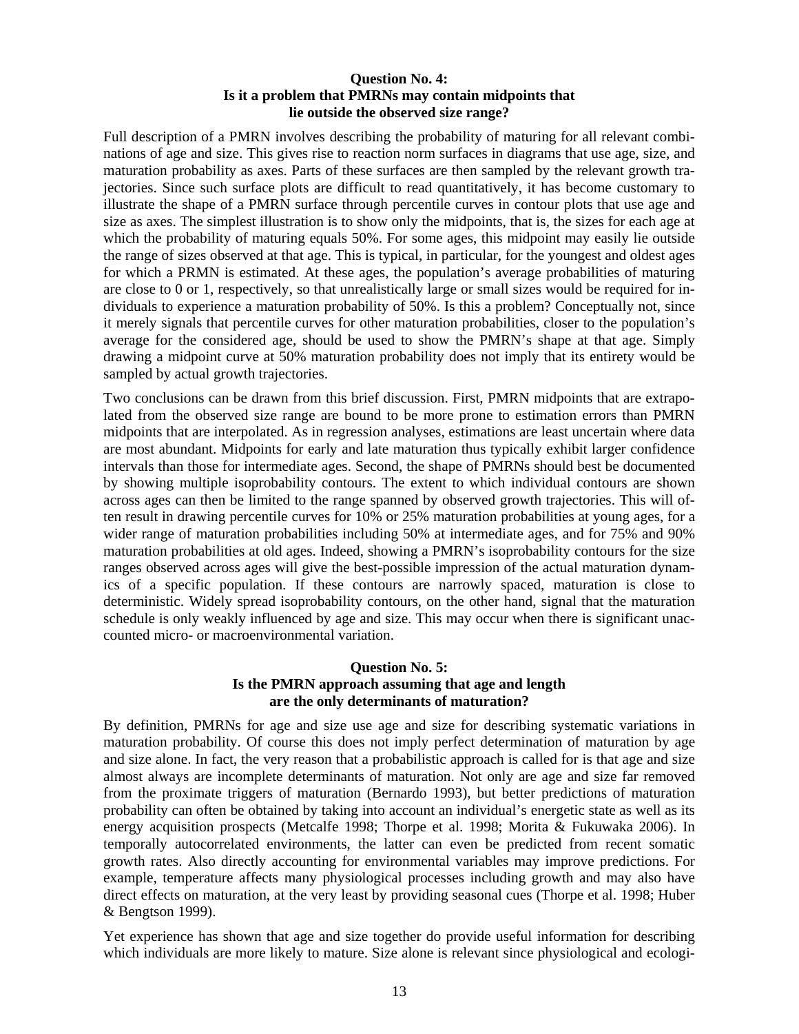### Question No. 4:
### Is it a problem that PMRNs may contain midpoints that lie outside the observed size range?

Full description of a PMRN involves describing the probability of maturing for all relevant combinations of age and size. This gives rise to reaction norm surfaces in diagrams that use age, size, and maturation probability as axes. Parts of these surfaces are then sampled by the relevant growth trajectories. Since such surface plots are difficult to read quantitatively, it has become customary to illustrate the shape of a PMRN surface through percentile curves in contour plots that use age and size as axes. The simplest illustration is to show only the midpoints, that is, the sizes for each age at which the probability of maturing equals 50%. For some ages, this midpoint may easily lie outside the range of sizes observed at that age. This is typical, in particular, for the youngest and oldest ages for which a PRMN is estimated. At these ages, the population's average probabilities of maturing are close to 0 or 1, respectively, so that unrealistically large or small sizes would be required for individuals to experience a maturation probability of 50%. Is this a problem? Conceptually not, since it merely signals that percentile curves for other maturation probabilities, closer to the population's average for the considered age, should be used to show the PMRN's shape at that age. Simply drawing a midpoint curve at 50% maturation probability does not imply that its entirety would be sampled by actual growth trajectories.

Two conclusions can be drawn from this brief discussion. First, PMRN midpoints that are extrapolated from the observed size range are bound to be more prone to estimation errors than PMRN midpoints that are interpolated. As in regression analyses, estimations are least uncertain where data are most abundant. Midpoints for early and late maturation thus typically exhibit larger confidence intervals than those for intermediate ages. Second, the shape of PMRNs should best be documented by showing multiple isoprobability contours. The extent to which individual contours are shown across ages can then be limited to the range spanned by observed growth trajectories. This will often result in drawing percentile curves for 10% or 25% maturation probabilities at young ages, for a wider range of maturation probabilities including 50% at intermediate ages, and for 75% and 90% maturation probabilities at old ages. Indeed, showing a PMRN's isoprobability contours for the size ranges observed across ages will give the best-possible impression of the actual maturation dynamics of a specific population. If these contours are narrowly spaced, maturation is close to deterministic. Widely spread isoprobability contours, on the other hand, signal that the maturation schedule is only weakly influenced by age and size. This may occur when there is significant unaccounted micro- or macroenvironmental variation.

### Question No. 5:
### Is the PMRN approach assuming that age and length are the only determinants of maturation?

By definition, PMRNs for age and size use age and size for describing systematic variations in maturation probability. Of course this does not imply perfect determination of maturation by age and size alone. In fact, the very reason that a probabilistic approach is called for is that age and size almost always are incomplete determinants of maturation. Not only are age and size far removed from the proximate triggers of maturation (Bernardo 1993), but better predictions of maturation probability can often be obtained by taking into account an individual's energetic state as well as its energy acquisition prospects (Metcalfe 1998; Thorpe et al. 1998; Morita & Fukuwaka 2006). In temporally autocorrelated environments, the latter can even be predicted from recent somatic growth rates. Also directly accounting for environmental variables may improve predictions. For example, temperature affects many physiological processes including growth and may also have direct effects on maturation, at the very least by providing seasonal cues (Thorpe et al. 1998; Huber & Bengtson 1999).

Yet experience has shown that age and size together do provide useful information for describing which individuals are more likely to mature. Size alone is relevant since physiological and ecologi-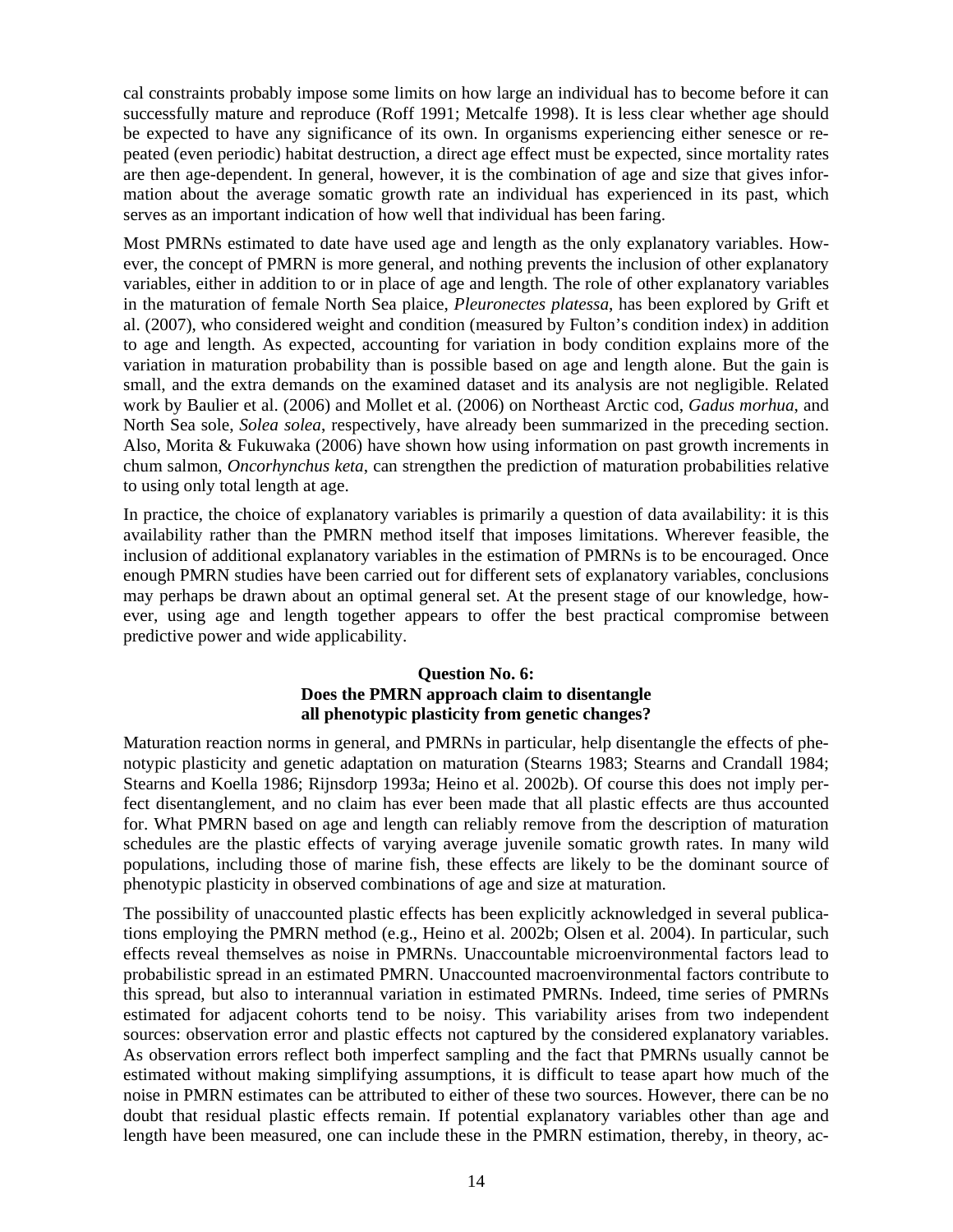cal constraints probably impose some limits on how large an individual has to become before it can successfully mature and reproduce (Roff 1991; Metcalfe 1998). It is less clear whether age should be expected to have any significance of its own. In organisms experiencing either senesce or repeated (even periodic) habitat destruction, a direct age effect must be expected, since mortality rates are then age-dependent. In general, however, it is the combination of age and size that gives information about the average somatic growth rate an individual has experienced in its past, which serves as an important indication of how well that individual has been faring.

Most PMRNs estimated to date have used age and length as the only explanatory variables. However, the concept of PMRN is more general, and nothing prevents the inclusion of other explanatory variables, either in addition to or in place of age and length. The role of other explanatory variables in the maturation of female North Sea plaice, *Pleuronectes platessa*, has been explored by Grift et al. (2007), who considered weight and condition (measured by Fulton's condition index) in addition to age and length. As expected, accounting for variation in body condition explains more of the variation in maturation probability than is possible based on age and length alone. But the gain is small, and the extra demands on the examined dataset and its analysis are not negligible. Related work by Baulier et al. (2006) and Mollet et al. (2006) on Northeast Arctic cod, *Gadus morhua*, and North Sea sole, *Solea solea*, respectively, have already been summarized in the preceding section. Also, Morita & Fukuwaka (2006) have shown how using information on past growth increments in chum salmon, *Oncorhynchus keta*, can strengthen the prediction of maturation probabilities relative to using only total length at age.

In practice, the choice of explanatory variables is primarily a question of data availability: it is this availability rather than the PMRN method itself that imposes limitations. Wherever feasible, the inclusion of additional explanatory variables in the estimation of PMRNs is to be encouraged. Once enough PMRN studies have been carried out for different sets of explanatory variables, conclusions may perhaps be drawn about an optimal general set. At the present stage of our knowledge, however, using age and length together appears to offer the best practical compromise between predictive power and wide applicability.

### Question No. 6:
### Does the PMRN approach claim to disentangle all phenotypic plasticity from genetic changes?

Maturation reaction norms in general, and PMRNs in particular, help disentangle the effects of phenotypic plasticity and genetic adaptation on maturation (Stearns 1983; Stearns and Crandall 1984; Stearns and Koella 1986; Rijnsdorp 1993a; Heino et al. 2002b). Of course this does not imply perfect disentanglement, and no claim has ever been made that all plastic effects are thus accounted for. What PMRN based on age and length can reliably remove from the description of maturation schedules are the plastic effects of varying average juvenile somatic growth rates. In many wild populations, including those of marine fish, these effects are likely to be the dominant source of phenotypic plasticity in observed combinations of age and size at maturation.

The possibility of unaccounted plastic effects has been explicitly acknowledged in several publications employing the PMRN method (e.g., Heino et al. 2002b; Olsen et al. 2004). In particular, such effects reveal themselves as noise in PMRNs. Unaccountable microenvironmental factors lead to probabilistic spread in an estimated PMRN. Unaccounted macroenvironmental factors contribute to this spread, but also to interannual variation in estimated PMRNs. Indeed, time series of PMRNs estimated for adjacent cohorts tend to be noisy. This variability arises from two independent sources: observation error and plastic effects not captured by the considered explanatory variables. As observation errors reflect both imperfect sampling and the fact that PMRNs usually cannot be estimated without making simplifying assumptions, it is difficult to tease apart how much of the noise in PMRN estimates can be attributed to either of these two sources. However, there can be no doubt that residual plastic effects remain. If potential explanatory variables other than age and length have been measured, one can include these in the PMRN estimation, thereby, in theory, ac-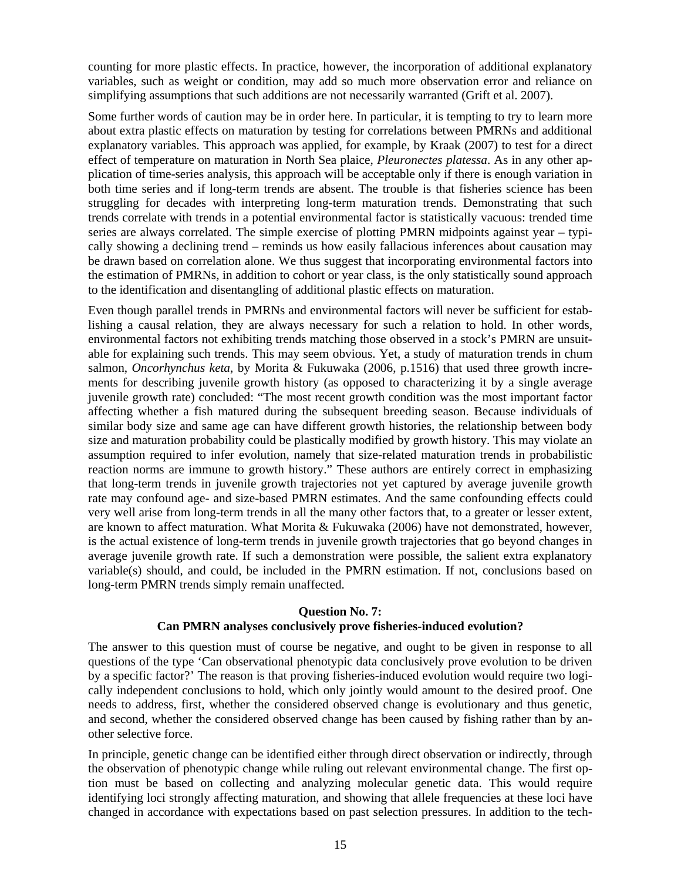counting for more plastic effects. In practice, however, the incorporation of additional explanatory variables, such as weight or condition, may add so much more observation error and reliance on simplifying assumptions that such additions are not necessarily warranted (Grift et al. 2007).

Some further words of caution may be in order here. In particular, it is tempting to try to learn more about extra plastic effects on maturation by testing for correlations between PMRNs and additional explanatory variables. This approach was applied, for example, by Kraak (2007) to test for a direct effect of temperature on maturation in North Sea plaice, *Pleuronectes platessa*. As in any other application of time-series analysis, this approach will be acceptable only if there is enough variation in both time series and if long-term trends are absent. The trouble is that fisheries science has been struggling for decades with interpreting long-term maturation trends. Demonstrating that such trends correlate with trends in a potential environmental factor is statistically vacuous: trended time series are always correlated. The simple exercise of plotting PMRN midpoints against year – typically showing a declining trend – reminds us how easily fallacious inferences about causation may be drawn based on correlation alone. We thus suggest that incorporating environmental factors into the estimation of PMRNs, in addition to cohort or year class, is the only statistically sound approach to the identification and disentangling of additional plastic effects on maturation.

Even though parallel trends in PMRNs and environmental factors will never be sufficient for establishing a causal relation, they are always necessary for such a relation to hold. In other words, environmental factors not exhibiting trends matching those observed in a stock's PMRN are unsuitable for explaining such trends. This may seem obvious. Yet, a study of maturation trends in chum salmon, *Oncorhynchus keta*, by Morita & Fukuwaka (2006, p.1516) that used three growth increments for describing juvenile growth history (as opposed to characterizing it by a single average juvenile growth rate) concluded: "The most recent growth condition was the most important factor affecting whether a fish matured during the subsequent breeding season. Because individuals of similar body size and same age can have different growth histories, the relationship between body size and maturation probability could be plastically modified by growth history. This may violate an assumption required to infer evolution, namely that size-related maturation trends in probabilistic reaction norms are immune to growth history." These authors are entirely correct in emphasizing that long-term trends in juvenile growth trajectories not yet captured by average juvenile growth rate may confound age- and size-based PMRN estimates. And the same confounding effects could very well arise from long-term trends in all the many other factors that, to a greater or lesser extent, are known to affect maturation. What Morita & Fukuwaka (2006) have not demonstrated, however, is the actual existence of long-term trends in juvenile growth trajectories that go beyond changes in average juvenile growth rate. If such a demonstration were possible, the salient extra explanatory variable(s) should, and could, be included in the PMRN estimation. If not, conclusions based on long-term PMRN trends simply remain unaffected.

## Question No. 7:
## Can PMRN analyses conclusively prove fisheries-induced evolution?

The answer to this question must of course be negative, and ought to be given in response to all questions of the type 'Can observational phenotypic data conclusively prove evolution to be driven by a specific factor?' The reason is that proving fisheries-induced evolution would require two logically independent conclusions to hold, which only jointly would amount to the desired proof. One needs to address, first, whether the considered observed change is evolutionary and thus genetic, and second, whether the considered observed change has been caused by fishing rather than by another selective force.

In principle, genetic change can be identified either through direct observation or indirectly, through the observation of phenotypic change while ruling out relevant environmental change. The first option must be based on collecting and analyzing molecular genetic data. This would require identifying loci strongly affecting maturation, and showing that allele frequencies at these loci have changed in accordance with expectations based on past selection pressures. In addition to the tech-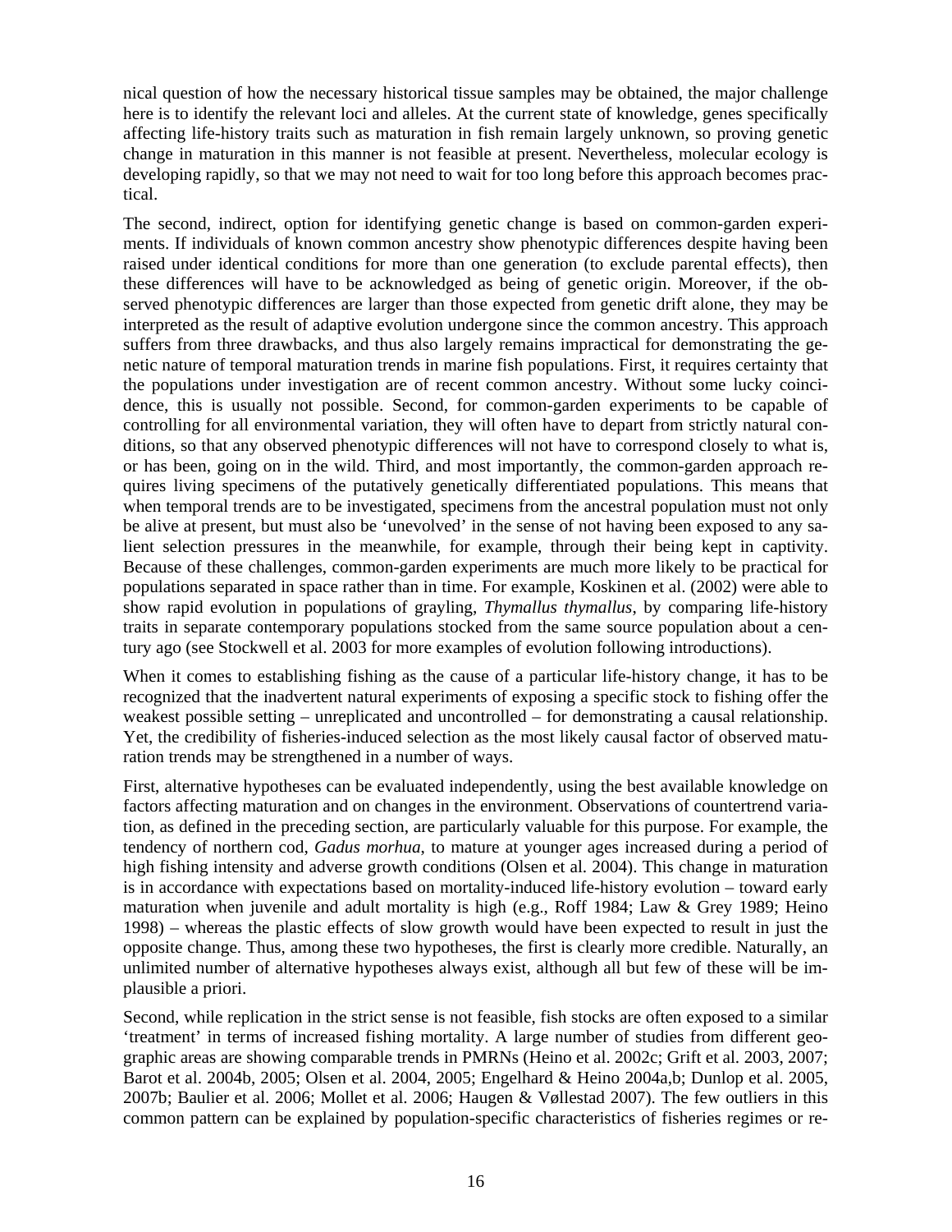nical question of how the necessary historical tissue samples may be obtained, the major challenge here is to identify the relevant loci and alleles. At the current state of knowledge, genes specifically affecting life-history traits such as maturation in fish remain largely unknown, so proving genetic change in maturation in this manner is not feasible at present. Nevertheless, molecular ecology is developing rapidly, so that we may not need to wait for too long before this approach becomes practical.

The second, indirect, option for identifying genetic change is based on common-garden experiments. If individuals of known common ancestry show phenotypic differences despite having been raised under identical conditions for more than one generation (to exclude parental effects), then these differences will have to be acknowledged as being of genetic origin. Moreover, if the observed phenotypic differences are larger than those expected from genetic drift alone, they may be interpreted as the result of adaptive evolution undergone since the common ancestry. This approach suffers from three drawbacks, and thus also largely remains impractical for demonstrating the genetic nature of temporal maturation trends in marine fish populations. First, it requires certainty that the populations under investigation are of recent common ancestry. Without some lucky coincidence, this is usually not possible. Second, for common-garden experiments to be capable of controlling for all environmental variation, they will often have to depart from strictly natural conditions, so that any observed phenotypic differences will not have to correspond closely to what is, or has been, going on in the wild. Third, and most importantly, the common-garden approach requires living specimens of the putatively genetically differentiated populations. This means that when temporal trends are to be investigated, specimens from the ancestral population must not only be alive at present, but must also be 'unevolved' in the sense of not having been exposed to any salient selection pressures in the meanwhile, for example, through their being kept in captivity. Because of these challenges, common-garden experiments are much more likely to be practical for populations separated in space rather than in time. For example, Koskinen et al. (2002) were able to show rapid evolution in populations of grayling, *Thymallus thymallus*, by comparing life-history traits in separate contemporary populations stocked from the same source population about a century ago (see Stockwell et al. 2003 for more examples of evolution following introductions).

When it comes to establishing fishing as the cause of a particular life-history change, it has to be recognized that the inadvertent natural experiments of exposing a specific stock to fishing offer the weakest possible setting – unreplicated and uncontrolled – for demonstrating a causal relationship. Yet, the credibility of fisheries-induced selection as the most likely causal factor of observed maturation trends may be strengthened in a number of ways.

First, alternative hypotheses can be evaluated independently, using the best available knowledge on factors affecting maturation and on changes in the environment. Observations of countertrend variation, as defined in the preceding section, are particularly valuable for this purpose. For example, the tendency of northern cod, *Gadus morhua*, to mature at younger ages increased during a period of high fishing intensity and adverse growth conditions (Olsen et al. 2004). This change in maturation is in accordance with expectations based on mortality-induced life-history evolution – toward early maturation when juvenile and adult mortality is high (e.g., Roff 1984; Law & Grey 1989; Heino 1998) – whereas the plastic effects of slow growth would have been expected to result in just the opposite change. Thus, among these two hypotheses, the first is clearly more credible. Naturally, an unlimited number of alternative hypotheses always exist, although all but few of these will be implausible a priori.

Second, while replication in the strict sense is not feasible, fish stocks are often exposed to a similar 'treatment' in terms of increased fishing mortality. A large number of studies from different geographic areas are showing comparable trends in PMRNs (Heino et al. 2002c; Grift et al. 2003, 2007; Barot et al. 2004b, 2005; Olsen et al. 2004, 2005; Engelhard & Heino 2004a,b; Dunlop et al. 2005, 2007b; Baulier et al. 2006; Mollet et al. 2006; Haugen & Vøllestad 2007). The few outliers in this common pattern can be explained by population-specific characteristics of fisheries regimes or re-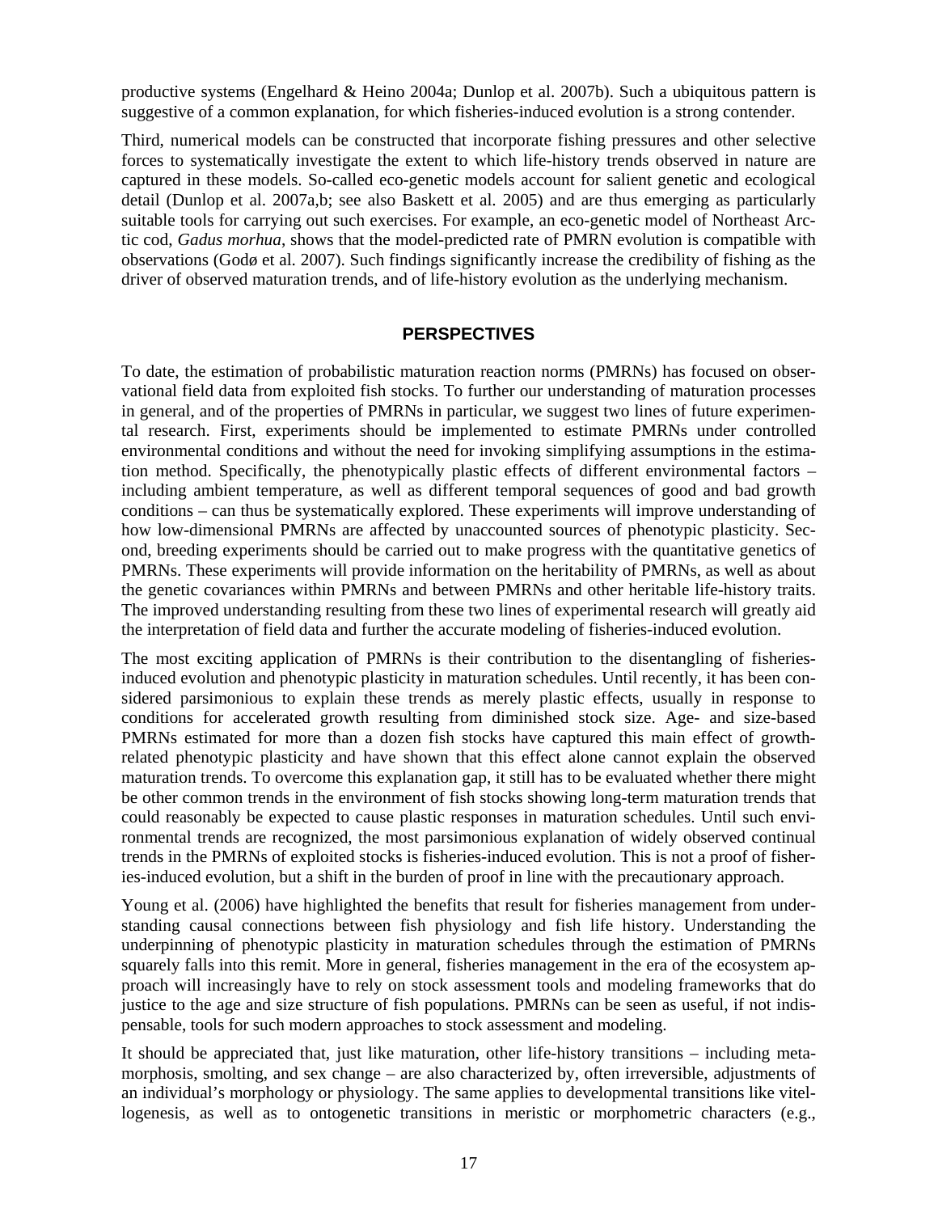productive systems (Engelhard & Heino 2004a; Dunlop et al. 2007b). Such a ubiquitous pattern is suggestive of a common explanation, for which fisheries-induced evolution is a strong contender.

Third, numerical models can be constructed that incorporate fishing pressures and other selective forces to systematically investigate the extent to which life-history trends observed in nature are captured in these models. So-called eco-genetic models account for salient genetic and ecological detail (Dunlop et al. 2007a,b; see also Baskett et al. 2005) and are thus emerging as particularly suitable tools for carrying out such exercises. For example, an eco-genetic model of Northeast Arctic cod, *Gadus morhua*, shows that the model-predicted rate of PMRN evolution is compatible with observations (Godø et al. 2007). Such findings significantly increase the credibility of fishing as the driver of observed maturation trends, and of life-history evolution as the underlying mechanism.

## PERSPECTIVES

To date, the estimation of probabilistic maturation reaction norms (PMRNs) has focused on observational field data from exploited fish stocks. To further our understanding of maturation processes in general, and of the properties of PMRNs in particular, we suggest two lines of future experimental research. First, experiments should be implemented to estimate PMRNs under controlled environmental conditions and without the need for invoking simplifying assumptions in the estimation method. Specifically, the phenotypically plastic effects of different environmental factors – including ambient temperature, as well as different temporal sequences of good and bad growth conditions – can thus be systematically explored. These experiments will improve understanding of how low-dimensional PMRNs are affected by unaccounted sources of phenotypic plasticity. Second, breeding experiments should be carried out to make progress with the quantitative genetics of PMRNs. These experiments will provide information on the heritability of PMRNs, as well as about the genetic covariances within PMRNs and between PMRNs and other heritable life-history traits. The improved understanding resulting from these two lines of experimental research will greatly aid the interpretation of field data and further the accurate modeling of fisheries-induced evolution.

The most exciting application of PMRNs is their contribution to the disentangling of fisheries-induced evolution and phenotypic plasticity in maturation schedules. Until recently, it has been considered parsimonious to explain these trends as merely plastic effects, usually in response to conditions for accelerated growth resulting from diminished stock size. Age- and size-based PMRNs estimated for more than a dozen fish stocks have captured this main effect of growth-related phenotypic plasticity and have shown that this effect alone cannot explain the observed maturation trends. To overcome this explanation gap, it still has to be evaluated whether there might be other common trends in the environment of fish stocks showing long-term maturation trends that could reasonably be expected to cause plastic responses in maturation schedules. Until such environmental trends are recognized, the most parsimonious explanation of widely observed continual trends in the PMRNs of exploited stocks is fisheries-induced evolution. This is not a proof of fisheries-induced evolution, but a shift in the burden of proof in line with the precautionary approach.

Young et al. (2006) have highlighted the benefits that result for fisheries management from understanding causal connections between fish physiology and fish life history. Understanding the underpinning of phenotypic plasticity in maturation schedules through the estimation of PMRNs squarely falls into this remit. More in general, fisheries management in the era of the ecosystem approach will increasingly have to rely on stock assessment tools and modeling frameworks that do justice to the age and size structure of fish populations. PMRNs can be seen as useful, if not indispensable, tools for such modern approaches to stock assessment and modeling.

It should be appreciated that, just like maturation, other life-history transitions – including metamorphosis, smolting, and sex change – are also characterized by, often irreversible, adjustments of an individual's morphology or physiology. The same applies to developmental transitions like vitellogenesis, as well as to ontogenetic transitions in meristic or morphometric characters (e.g.,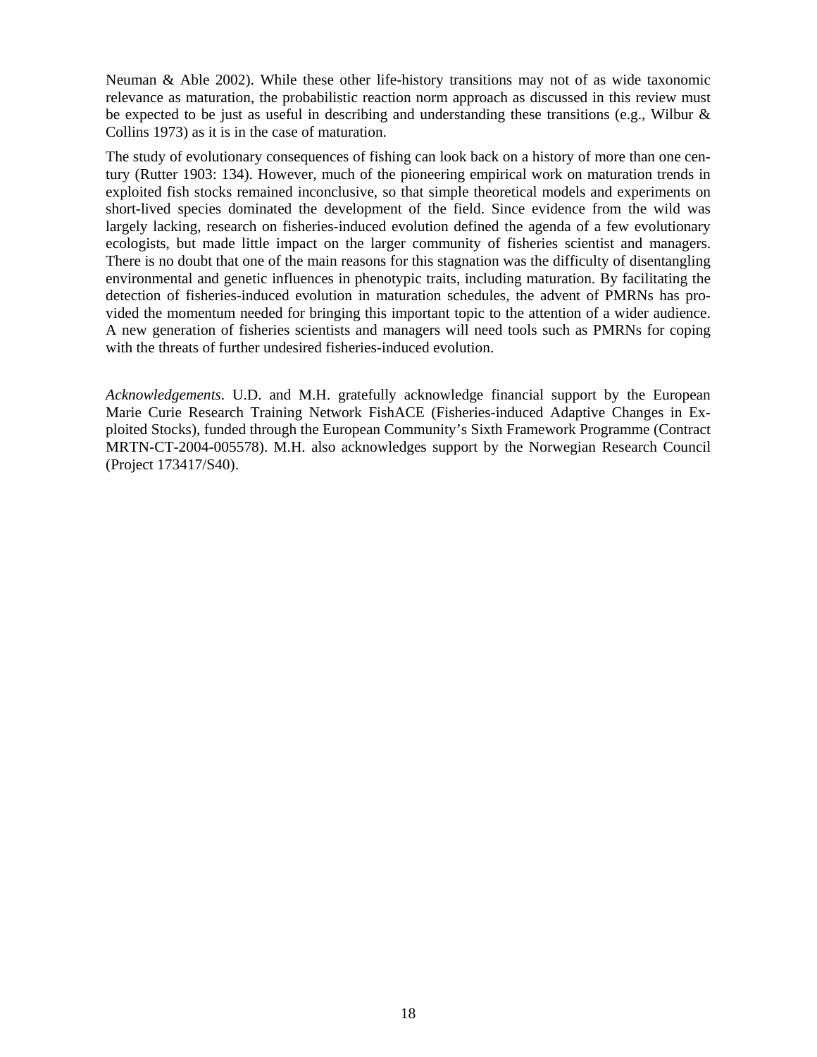Neuman & Able 2002). While these other life-history transitions may not of as wide taxonomic relevance as maturation, the probabilistic reaction norm approach as discussed in this review must be expected to be just as useful in describing and understanding these transitions (e.g., Wilbur & Collins 1973) as it is in the case of maturation.

The study of evolutionary consequences of fishing can look back on a history of more than one century (Rutter 1903: 134). However, much of the pioneering empirical work on maturation trends in exploited fish stocks remained inconclusive, so that simple theoretical models and experiments on short-lived species dominated the development of the field. Since evidence from the wild was largely lacking, research on fisheries-induced evolution defined the agenda of a few evolutionary ecologists, but made little impact on the larger community of fisheries scientist and managers. There is no doubt that one of the main reasons for this stagnation was the difficulty of disentangling environmental and genetic influences in phenotypic traits, including maturation. By facilitating the detection of fisheries-induced evolution in maturation schedules, the advent of PMRNs has provided the momentum needed for bringing this important topic to the attention of a wider audience. A new generation of fisheries scientists and managers will need tools such as PMRNs for coping with the threats of further undesired fisheries-induced evolution.

*Acknowledgements*. U.D. and M.H. gratefully acknowledge financial support by the European Marie Curie Research Training Network FishACE (Fisheries-induced Adaptive Changes in Exploited Stocks), funded through the European Community's Sixth Framework Programme (Contract MRTN-CT-2004-005578). M.H. also acknowledges support by the Norwegian Research Council (Project 173417/S40).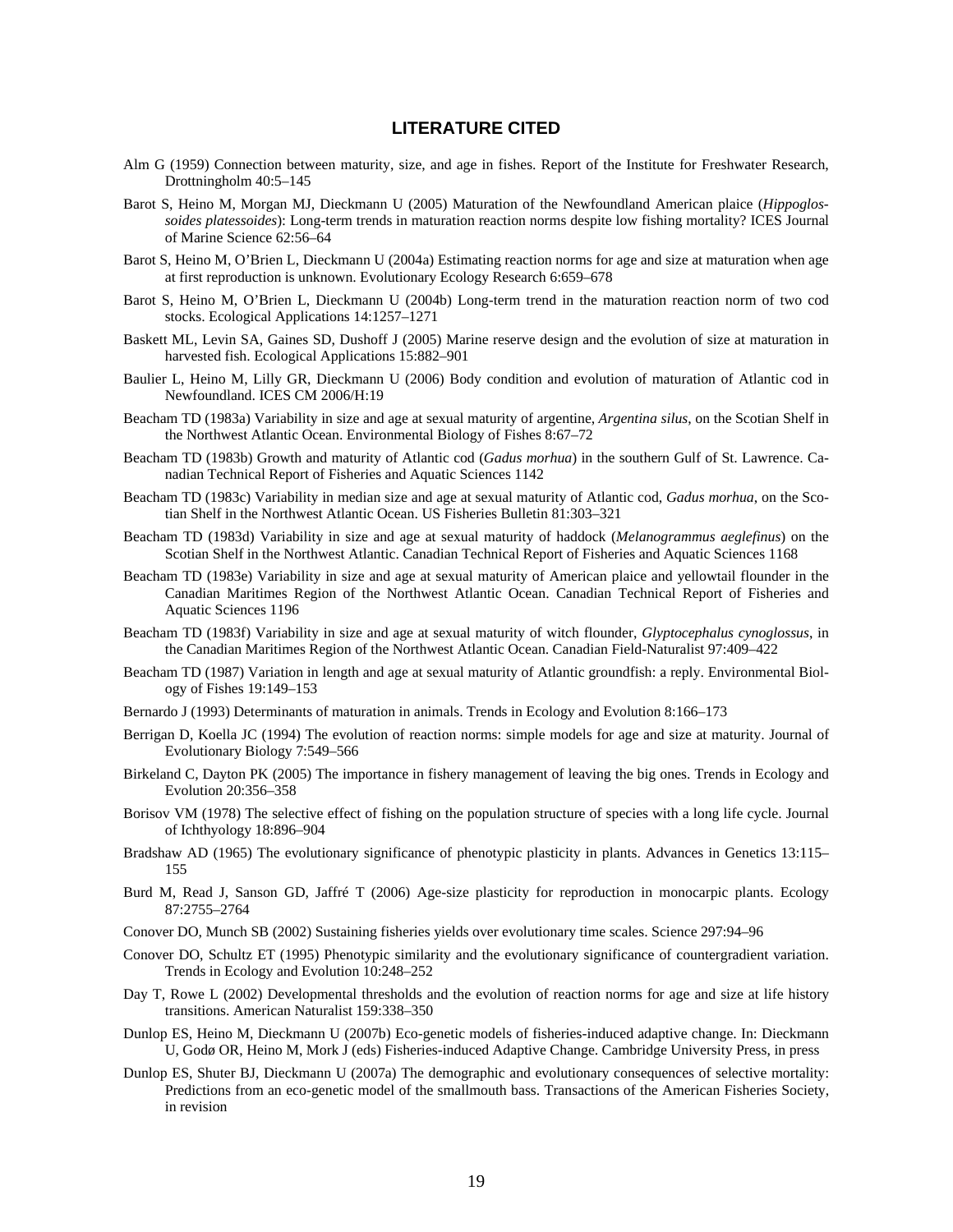## LITERATURE CITED

Alm G (1959) Connection between maturity, size, and age in fishes. Report of the Institute for Freshwater Research, Drottningholm 40:5–145

Barot S, Heino M, Morgan MJ, Dieckmann U (2005) Maturation of the Newfoundland American plaice (*Hippoglossoides platessoides*): Long-term trends in maturation reaction norms despite low fishing mortality? ICES Journal of Marine Science 62:56–64

Barot S, Heino M, O'Brien L, Dieckmann U (2004a) Estimating reaction norms for age and size at maturation when age at first reproduction is unknown. Evolutionary Ecology Research 6:659–678

Barot S, Heino M, O'Brien L, Dieckmann U (2004b) Long-term trend in the maturation reaction norm of two cod stocks. Ecological Applications 14:1257–1271

Baskett ML, Levin SA, Gaines SD, Dushoff J (2005) Marine reserve design and the evolution of size at maturation in harvested fish. Ecological Applications 15:882–901

Baulier L, Heino M, Lilly GR, Dieckmann U (2006) Body condition and evolution of maturation of Atlantic cod in Newfoundland. ICES CM 2006/H:19

Beacham TD (1983a) Variability in size and age at sexual maturity of argentine, *Argentina silus*, on the Scotian Shelf in the Northwest Atlantic Ocean. Environmental Biology of Fishes 8:67–72

Beacham TD (1983b) Growth and maturity of Atlantic cod (*Gadus morhua*) in the southern Gulf of St. Lawrence. Canadian Technical Report of Fisheries and Aquatic Sciences 1142

Beacham TD (1983c) Variability in median size and age at sexual maturity of Atlantic cod, *Gadus morhua*, on the Scotian Shelf in the Northwest Atlantic Ocean. US Fisheries Bulletin 81:303–321

Beacham TD (1983d) Variability in size and age at sexual maturity of haddock (*Melanogrammus aeglefinus*) on the Scotian Shelf in the Northwest Atlantic. Canadian Technical Report of Fisheries and Aquatic Sciences 1168

Beacham TD (1983e) Variability in size and age at sexual maturity of American plaice and yellowtail flounder in the Canadian Maritimes Region of the Northwest Atlantic Ocean. Canadian Technical Report of Fisheries and Aquatic Sciences 1196

Beacham TD (1983f) Variability in size and age at sexual maturity of witch flounder, *Glyptocephalus cynoglossus*, in the Canadian Maritimes Region of the Northwest Atlantic Ocean. Canadian Field-Naturalist 97:409–422

Beacham TD (1987) Variation in length and age at sexual maturity of Atlantic groundfish: a reply. Environmental Biology of Fishes 19:149–153

Bernardo J (1993) Determinants of maturation in animals. Trends in Ecology and Evolution 8:166–173

Berrigan D, Koella JC (1994) The evolution of reaction norms: simple models for age and size at maturity. Journal of Evolutionary Biology 7:549–566

Birkeland C, Dayton PK (2005) The importance in fishery management of leaving the big ones. Trends in Ecology and Evolution 20:356–358

Borisov VM (1978) The selective effect of fishing on the population structure of species with a long life cycle. Journal of Ichthyology 18:896–904

Bradshaw AD (1965) The evolutionary significance of phenotypic plasticity in plants. Advances in Genetics 13:115–155

Burd M, Read J, Sanson GD, Jaffré T (2006) Age-size plasticity for reproduction in monocarpic plants. Ecology 87:2755–2764

Conover DO, Munch SB (2002) Sustaining fisheries yields over evolutionary time scales. Science 297:94–96

Conover DO, Schultz ET (1995) Phenotypic similarity and the evolutionary significance of countergradient variation. Trends in Ecology and Evolution 10:248–252

Day T, Rowe L (2002) Developmental thresholds and the evolution of reaction norms for age and size at life history transitions. American Naturalist 159:338–350

Dunlop ES, Heino M, Dieckmann U (2007b) Eco-genetic models of fisheries-induced adaptive change. In: Dieckmann U, Godø OR, Heino M, Mork J (eds) Fisheries-induced Adaptive Change. Cambridge University Press, in press

Dunlop ES, Shuter BJ, Dieckmann U (2007a) The demographic and evolutionary consequences of selective mortality: Predictions from an eco-genetic model of the smallmouth bass. Transactions of the American Fisheries Society, in revision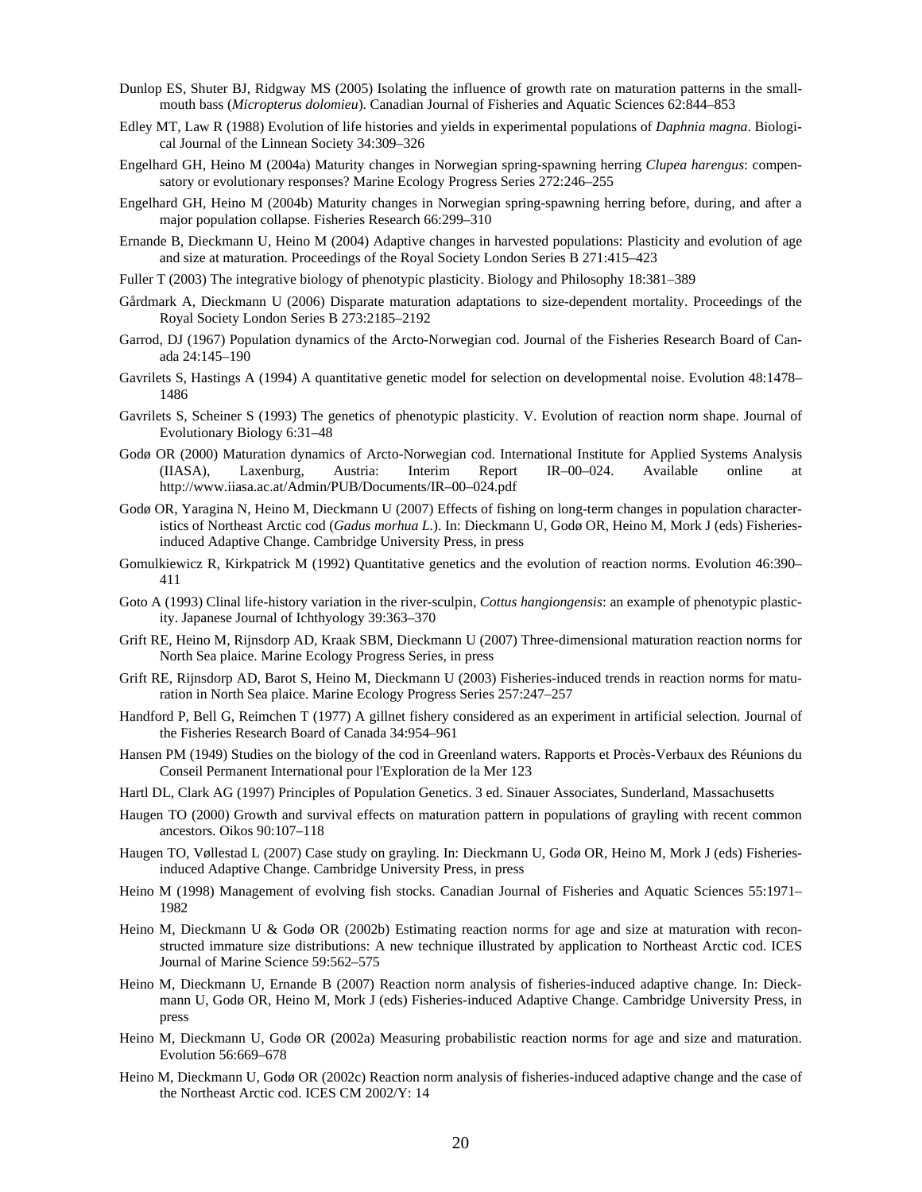Dunlop ES, Shuter BJ, Ridgway MS (2005) Isolating the influence of growth rate on maturation patterns in the small-mouth bass (*Micropterus dolomieu*). Canadian Journal of Fisheries and Aquatic Sciences 62:844–853

Edley MT, Law R (1988) Evolution of life histories and yields in experimental populations of *Daphnia magna*. Biological Journal of the Linnean Society 34:309–326

Engelhard GH, Heino M (2004a) Maturity changes in Norwegian spring-spawning herring *Clupea harengus*: compensatory or evolutionary responses? Marine Ecology Progress Series 272:246–255

Engelhard GH, Heino M (2004b) Maturity changes in Norwegian spring-spawning herring before, during, and after a major population collapse. Fisheries Research 66:299–310

Ernande B, Dieckmann U, Heino M (2004) Adaptive changes in harvested populations: Plasticity and evolution of age and size at maturation. Proceedings of the Royal Society London Series B 271:415–423

Fuller T (2003) The integrative biology of phenotypic plasticity. Biology and Philosophy 18:381–389

Gårdmark A, Dieckmann U (2006) Disparate maturation adaptations to size-dependent mortality. Proceedings of the Royal Society London Series B 273:2185–2192

Garrod, DJ (1967) Population dynamics of the Arcto-Norwegian cod. Journal of the Fisheries Research Board of Canada 24:145–190

Gavrilets S, Hastings A (1994) A quantitative genetic model for selection on developmental noise. Evolution 48:1478–1486

Gavrilets S, Scheiner S (1993) The genetics of phenotypic plasticity. V. Evolution of reaction norm shape. Journal of Evolutionary Biology 6:31–48

Godø OR (2000) Maturation dynamics of Arcto-Norwegian cod. International Institute for Applied Systems Analysis (IIASA), Laxenburg, Austria: Interim Report IR–00–024. Available online at http://www.iiasa.ac.at/Admin/PUB/Documents/IR–00–024.pdf

Godø OR, Yaragina N, Heino M, Dieckmann U (2007) Effects of fishing on long-term changes in population characteristics of Northeast Arctic cod (*Gadus morhua L.*). In: Dieckmann U, Godø OR, Heino M, Mork J (eds) Fisheries-induced Adaptive Change. Cambridge University Press, in press

Gomulkiewicz R, Kirkpatrick M (1992) Quantitative genetics and the evolution of reaction norms. Evolution 46:390–411

Goto A (1993) Clinal life-history variation in the river-sculpin, *Cottus hangiongensis*: an example of phenotypic plasticity. Japanese Journal of Ichthyology 39:363–370

Grift RE, Heino M, Rijnsdorp AD, Kraak SBM, Dieckmann U (2007) Three-dimensional maturation reaction norms for North Sea plaice. Marine Ecology Progress Series, in press

Grift RE, Rijnsdorp AD, Barot S, Heino M, Dieckmann U (2003) Fisheries-induced trends in reaction norms for maturation in North Sea plaice. Marine Ecology Progress Series 257:247–257

Handford P, Bell G, Reimchen T (1977) A gillnet fishery considered as an experiment in artificial selection. Journal of the Fisheries Research Board of Canada 34:954–961

Hansen PM (1949) Studies on the biology of the cod in Greenland waters. Rapports et Procès-Verbaux des Réunions du Conseil Permanent International pour l'Exploration de la Mer 123

Hartl DL, Clark AG (1997) Principles of Population Genetics. 3 ed. Sinauer Associates, Sunderland, Massachusetts

Haugen TO (2000) Growth and survival effects on maturation pattern in populations of grayling with recent common ancestors. Oikos 90:107–118

Haugen TO, Vøllestad L (2007) Case study on grayling. In: Dieckmann U, Godø OR, Heino M, Mork J (eds) Fisheries-induced Adaptive Change. Cambridge University Press, in press

Heino M (1998) Management of evolving fish stocks. Canadian Journal of Fisheries and Aquatic Sciences 55:1971–1982

Heino M, Dieckmann U & Godø OR (2002b) Estimating reaction norms for age and size at maturation with reconstructed immature size distributions: A new technique illustrated by application to Northeast Arctic cod. ICES Journal of Marine Science 59:562–575

Heino M, Dieckmann U, Ernande B (2007) Reaction norm analysis of fisheries-induced adaptive change. In: Dieckmann U, Godø OR, Heino M, Mork J (eds) Fisheries-induced Adaptive Change. Cambridge University Press, in press

Heino M, Dieckmann U, Godø OR (2002a) Measuring probabilistic reaction norms for age and size and maturation. Evolution 56:669–678

Heino M, Dieckmann U, Godø OR (2002c) Reaction norm analysis of fisheries-induced adaptive change and the case of the Northeast Arctic cod. ICES CM 2002/Y: 14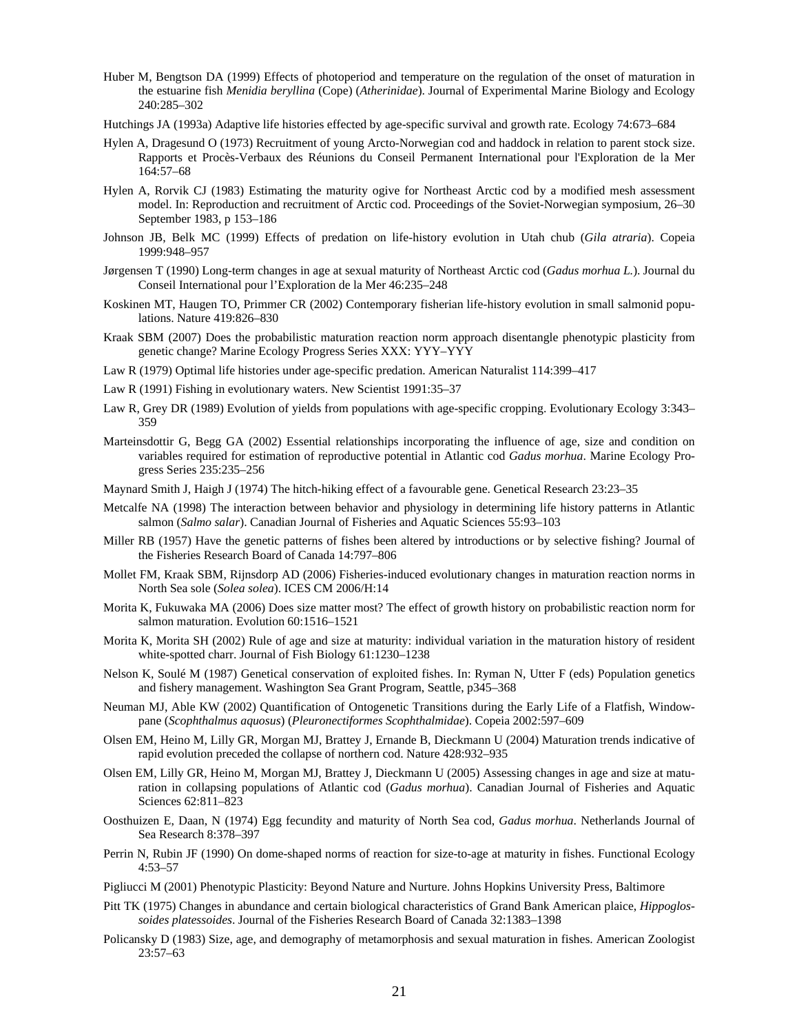Huber M, Bengtson DA (1999) Effects of photoperiod and temperature on the regulation of the onset of maturation in the estuarine fish *Menidia beryllina* (Cope) (*Atherinidae*). Journal of Experimental Marine Biology and Ecology 240:285–302

Hutchings JA (1993a) Adaptive life histories effected by age-specific survival and growth rate. Ecology 74:673–684

Hylen A, Dragesund O (1973) Recruitment of young Arcto-Norwegian cod and haddock in relation to parent stock size. Rapports et Procès-Verbaux des Réunions du Conseil Permanent International pour l'Exploration de la Mer 164:57–68

Hylen A, Rorvik CJ (1983) Estimating the maturity ogive for Northeast Arctic cod by a modified mesh assessment model. In: Reproduction and recruitment of Arctic cod. Proceedings of the Soviet-Norwegian symposium, 26–30 September 1983, p 153–186

Johnson JB, Belk MC (1999) Effects of predation on life-history evolution in Utah chub (*Gila atraria*). Copeia 1999:948–957

Jørgensen T (1990) Long-term changes in age at sexual maturity of Northeast Arctic cod (*Gadus morhua L.*). Journal du Conseil International pour l'Exploration de la Mer 46:235–248

Koskinen MT, Haugen TO, Primmer CR (2002) Contemporary fisherian life-history evolution in small salmonid populations. Nature 419:826–830

Kraak SBM (2007) Does the probabilistic maturation reaction norm approach disentangle phenotypic plasticity from genetic change? Marine Ecology Progress Series XXX: YYY–YYY

Law R (1979) Optimal life histories under age-specific predation. American Naturalist 114:399–417

Law R (1991) Fishing in evolutionary waters. New Scientist 1991:35–37

Law R, Grey DR (1989) Evolution of yields from populations with age-specific cropping. Evolutionary Ecology 3:343–359

Marteinsdottir G, Begg GA (2002) Essential relationships incorporating the influence of age, size and condition on variables required for estimation of reproductive potential in Atlantic cod *Gadus morhua*. Marine Ecology Progress Series 235:235–256

Maynard Smith J, Haigh J (1974) The hitch-hiking effect of a favourable gene. Genetical Research 23:23–35

Metcalfe NA (1998) The interaction between behavior and physiology in determining life history patterns in Atlantic salmon (*Salmo salar*). Canadian Journal of Fisheries and Aquatic Sciences 55:93–103

Miller RB (1957) Have the genetic patterns of fishes been altered by introductions or by selective fishing? Journal of the Fisheries Research Board of Canada 14:797–806

Mollet FM, Kraak SBM, Rijnsdorp AD (2006) Fisheries-induced evolutionary changes in maturation reaction norms in North Sea sole (*Solea solea*). ICES CM 2006/H:14

Morita K, Fukuwaka MA (2006) Does size matter most? The effect of growth history on probabilistic reaction norm for salmon maturation. Evolution 60:1516–1521

Morita K, Morita SH (2002) Rule of age and size at maturity: individual variation in the maturation history of resident white-spotted charr. Journal of Fish Biology 61:1230–1238

Nelson K, Soulé M (1987) Genetical conservation of exploited fishes. In: Ryman N, Utter F (eds) Population genetics and fishery management. Washington Sea Grant Program, Seattle, p345–368

Neuman MJ, Able KW (2002) Quantification of Ontogenetic Transitions during the Early Life of a Flatfish, Windowpane (*Scophthalmus aquosus*) (*Pleuronectiformes Scophthalmidae*). Copeia 2002:597–609

Olsen EM, Heino M, Lilly GR, Morgan MJ, Brattey J, Ernande B, Dieckmann U (2004) Maturation trends indicative of rapid evolution preceded the collapse of northern cod. Nature 428:932–935

Olsen EM, Lilly GR, Heino M, Morgan MJ, Brattey J, Dieckmann U (2005) Assessing changes in age and size at maturation in collapsing populations of Atlantic cod (*Gadus morhua*). Canadian Journal of Fisheries and Aquatic Sciences 62:811–823

Oosthuizen E, Daan, N (1974) Egg fecundity and maturity of North Sea cod, *Gadus morhua*. Netherlands Journal of Sea Research 8:378–397

Perrin N, Rubin JF (1990) On dome-shaped norms of reaction for size-to-age at maturity in fishes. Functional Ecology 4:53–57

Pigliucci M (2001) Phenotypic Plasticity: Beyond Nature and Nurture. Johns Hopkins University Press, Baltimore

Pitt TK (1975) Changes in abundance and certain biological characteristics of Grand Bank American plaice, *Hippoglossoides platessoides*. Journal of the Fisheries Research Board of Canada 32:1383–1398

Policansky D (1983) Size, age, and demography of metamorphosis and sexual maturation in fishes. American Zoologist 23:57–63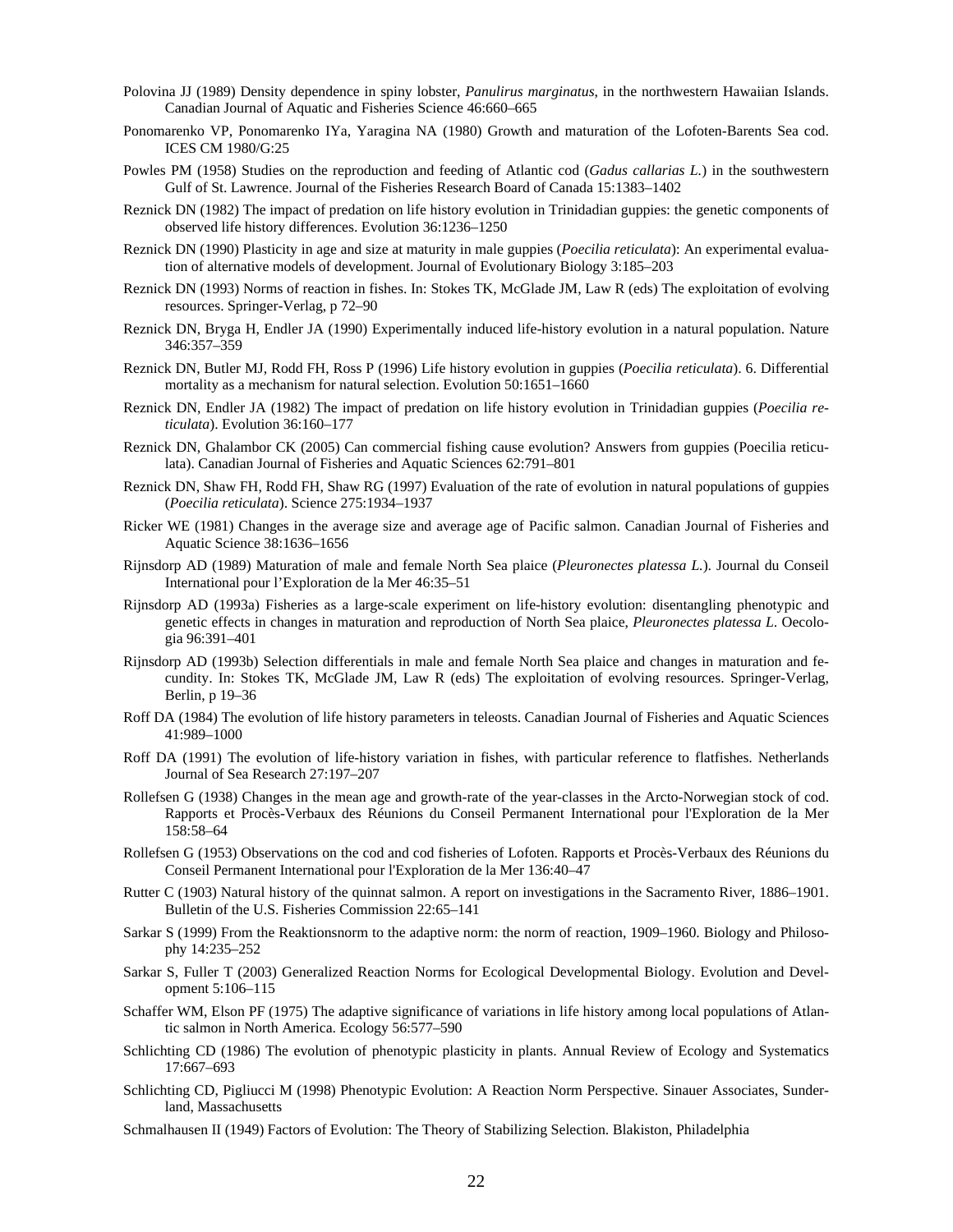Polovina JJ (1989) Density dependence in spiny lobster, *Panulirus marginatus*, in the northwestern Hawaiian Islands. Canadian Journal of Aquatic and Fisheries Science 46:660–665

Ponomarenko VP, Ponomarenko IYa, Yaragina NA (1980) Growth and maturation of the Lofoten-Barents Sea cod. ICES CM 1980/G:25

Powles PM (1958) Studies on the reproduction and feeding of Atlantic cod (*Gadus callarias L.*) in the southwestern Gulf of St. Lawrence. Journal of the Fisheries Research Board of Canada 15:1383–1402

Reznick DN (1982) The impact of predation on life history evolution in Trinidadian guppies: the genetic components of observed life history differences. Evolution 36:1236–1250

Reznick DN (1990) Plasticity in age and size at maturity in male guppies (*Poecilia reticulata*): An experimental evaluation of alternative models of development. Journal of Evolutionary Biology 3:185–203

Reznick DN (1993) Norms of reaction in fishes. In: Stokes TK, McGlade JM, Law R (eds) The exploitation of evolving resources. Springer-Verlag, p 72–90

Reznick DN, Bryga H, Endler JA (1990) Experimentally induced life-history evolution in a natural population. Nature 346:357–359

Reznick DN, Butler MJ, Rodd FH, Ross P (1996) Life history evolution in guppies (*Poecilia reticulata*). 6. Differential mortality as a mechanism for natural selection. Evolution 50:1651–1660

Reznick DN, Endler JA (1982) The impact of predation on life history evolution in Trinidadian guppies (*Poecilia reticulata*). Evolution 36:160–177

Reznick DN, Ghalambor CK (2005) Can commercial fishing cause evolution? Answers from guppies (Poecilia reticulata). Canadian Journal of Fisheries and Aquatic Sciences 62:791–801

Reznick DN, Shaw FH, Rodd FH, Shaw RG (1997) Evaluation of the rate of evolution in natural populations of guppies (*Poecilia reticulata*). Science 275:1934–1937

Ricker WE (1981) Changes in the average size and average age of Pacific salmon. Canadian Journal of Fisheries and Aquatic Science 38:1636–1656

Rijnsdorp AD (1989) Maturation of male and female North Sea plaice (*Pleuronectes platessa L.*). Journal du Conseil International pour l'Exploration de la Mer 46:35–51

Rijnsdorp AD (1993a) Fisheries as a large-scale experiment on life-history evolution: disentangling phenotypic and genetic effects in changes in maturation and reproduction of North Sea plaice, *Pleuronectes platessa L.* Oecologia 96:391–401

Rijnsdorp AD (1993b) Selection differentials in male and female North Sea plaice and changes in maturation and fecundity. In: Stokes TK, McGlade JM, Law R (eds) The exploitation of evolving resources. Springer-Verlag, Berlin, p 19–36

Roff DA (1984) The evolution of life history parameters in teleosts. Canadian Journal of Fisheries and Aquatic Sciences 41:989–1000

Roff DA (1991) The evolution of life-history variation in fishes, with particular reference to flatfishes. Netherlands Journal of Sea Research 27:197–207

Rollefsen G (1938) Changes in the mean age and growth-rate of the year-classes in the Arcto-Norwegian stock of cod. Rapports et Procès-Verbaux des Réunions du Conseil Permanent International pour l'Exploration de la Mer 158:58–64

Rollefsen G (1953) Observations on the cod and cod fisheries of Lofoten. Rapports et Procès-Verbaux des Réunions du Conseil Permanent International pour l'Exploration de la Mer 136:40–47

Rutter C (1903) Natural history of the quinnat salmon. A report on investigations in the Sacramento River, 1886–1901. Bulletin of the U.S. Fisheries Commission 22:65–141

Sarkar S (1999) From the Reaktionsnorm to the adaptive norm: the norm of reaction, 1909–1960. Biology and Philosophy 14:235–252

Sarkar S, Fuller T (2003) Generalized Reaction Norms for Ecological Developmental Biology. Evolution and Development 5:106–115

Schaffer WM, Elson PF (1975) The adaptive significance of variations in life history among local populations of Atlantic salmon in North America. Ecology 56:577–590

Schlichting CD (1986) The evolution of phenotypic plasticity in plants. Annual Review of Ecology and Systematics 17:667–693

Schlichting CD, Pigliucci M (1998) Phenotypic Evolution: A Reaction Norm Perspective. Sinauer Associates, Sunderland, Massachusetts

Schmalhausen II (1949) Factors of Evolution: The Theory of Stabilizing Selection. Blakiston, Philadelphia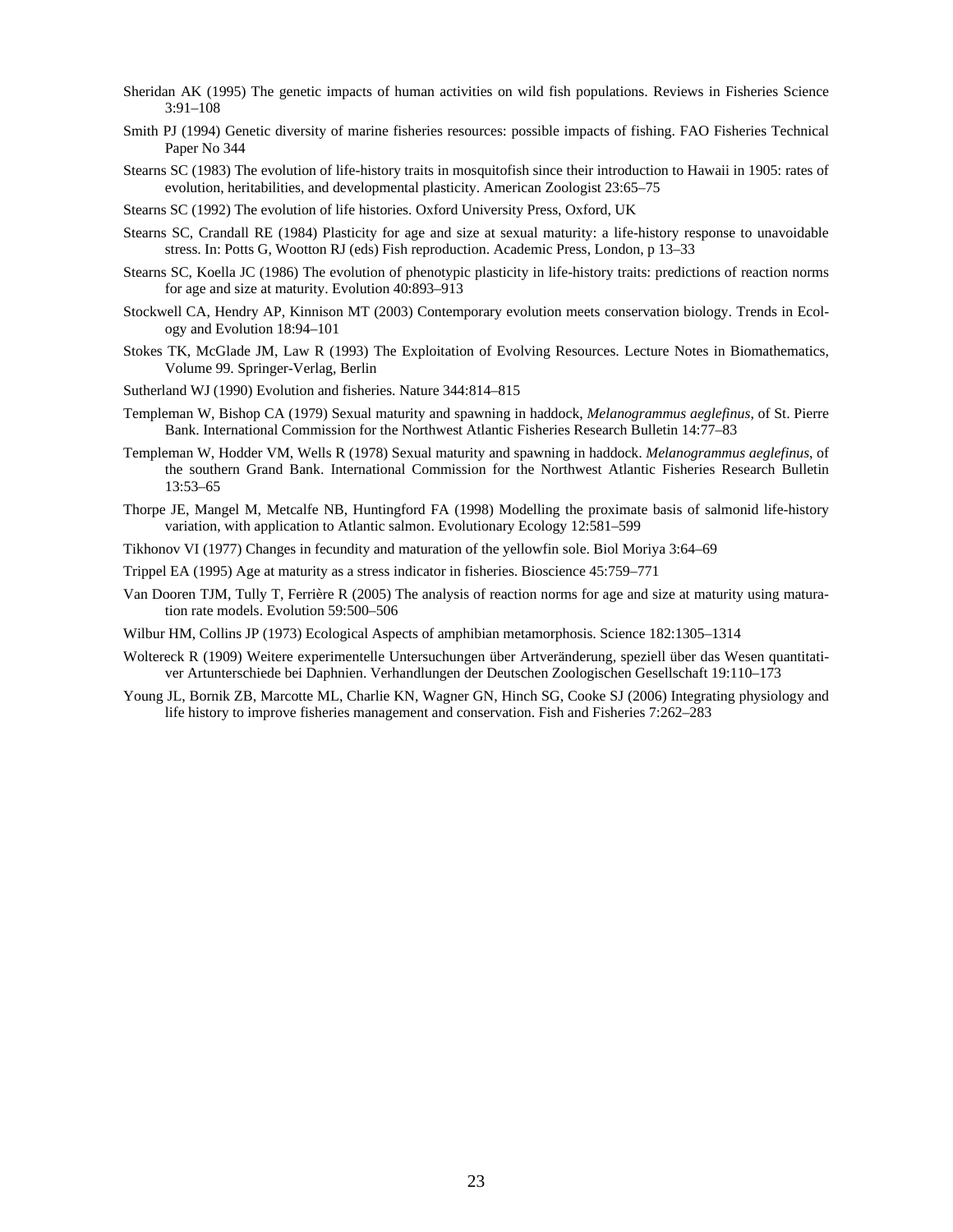Sheridan AK (1995) The genetic impacts of human activities on wild fish populations. Reviews in Fisheries Science 3:91–108

Smith PJ (1994) Genetic diversity of marine fisheries resources: possible impacts of fishing. FAO Fisheries Technical Paper No 344

Stearns SC (1983) The evolution of life-history traits in mosquitofish since their introduction to Hawaii in 1905: rates of evolution, heritabilities, and developmental plasticity. American Zoologist 23:65–75

Stearns SC (1992) The evolution of life histories. Oxford University Press, Oxford, UK

Stearns SC, Crandall RE (1984) Plasticity for age and size at sexual maturity: a life-history response to unavoidable stress. In: Potts G, Wootton RJ (eds) Fish reproduction. Academic Press, London, p 13–33

Stearns SC, Koella JC (1986) The evolution of phenotypic plasticity in life-history traits: predictions of reaction norms for age and size at maturity. Evolution 40:893–913

Stockwell CA, Hendry AP, Kinnison MT (2003) Contemporary evolution meets conservation biology. Trends in Ecology and Evolution 18:94–101

Stokes TK, McGlade JM, Law R (1993) The Exploitation of Evolving Resources. Lecture Notes in Biomathematics, Volume 99. Springer-Verlag, Berlin

Sutherland WJ (1990) Evolution and fisheries. Nature 344:814–815

Templeman W, Bishop CA (1979) Sexual maturity and spawning in haddock, *Melanogrammus aeglefinus*, of St. Pierre Bank. International Commission for the Northwest Atlantic Fisheries Research Bulletin 14:77–83

Templeman W, Hodder VM, Wells R (1978) Sexual maturity and spawning in haddock. *Melanogrammus aeglefinus*, of the southern Grand Bank. International Commission for the Northwest Atlantic Fisheries Research Bulletin 13:53–65

Thorpe JE, Mangel M, Metcalfe NB, Huntingford FA (1998) Modelling the proximate basis of salmonid life-history variation, with application to Atlantic salmon. Evolutionary Ecology 12:581–599

Tikhonov VI (1977) Changes in fecundity and maturation of the yellowfin sole. Biol Moriya 3:64–69

Trippel EA (1995) Age at maturity as a stress indicator in fisheries. Bioscience 45:759–771

Van Dooren TJM, Tully T, Ferrière R (2005) The analysis of reaction norms for age and size at maturity using maturation rate models. Evolution 59:500–506

Wilbur HM, Collins JP (1973) Ecological Aspects of amphibian metamorphosis. Science 182:1305–1314

Woltereck R (1909) Weitere experimentelle Untersuchungen über Artveränderung, speziell über das Wesen quantitativer Artunterschiede bei Daphnien. Verhandlungen der Deutschen Zoologischen Gesellschaft 19:110–173

Young JL, Bornik ZB, Marcotte ML, Charlie KN, Wagner GN, Hinch SG, Cooke SJ (2006) Integrating physiology and life history to improve fisheries management and conservation. Fish and Fisheries 7:262–283